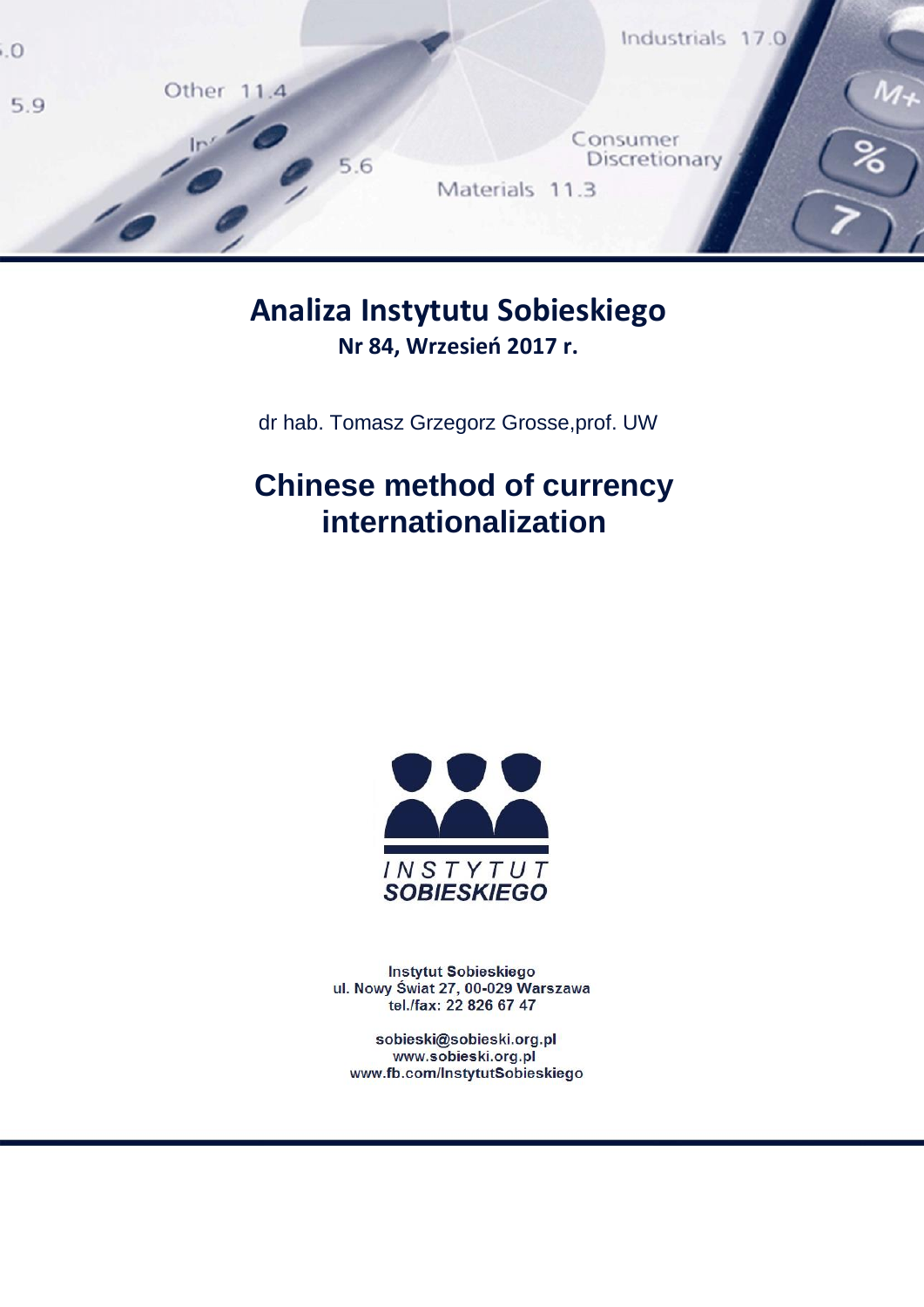# Analiza Instytutu Sobieskiego

**Nr 84, Wrzesień 2017 r.**

dr hab. Tomasz Grzegorz Grosse,prof. UW

## Chinese method of currency internationalization

INSTYTUT SOBIESKIEGO

Instytut Sobieskiego
ul. Nowy Świat 27, 00-029 Warszawa
tel./fax: 22 826 67 47

sobieski@sobieski.org.pl
www.sobieski.org.pl
www.fb.com/InstytutSobieskiego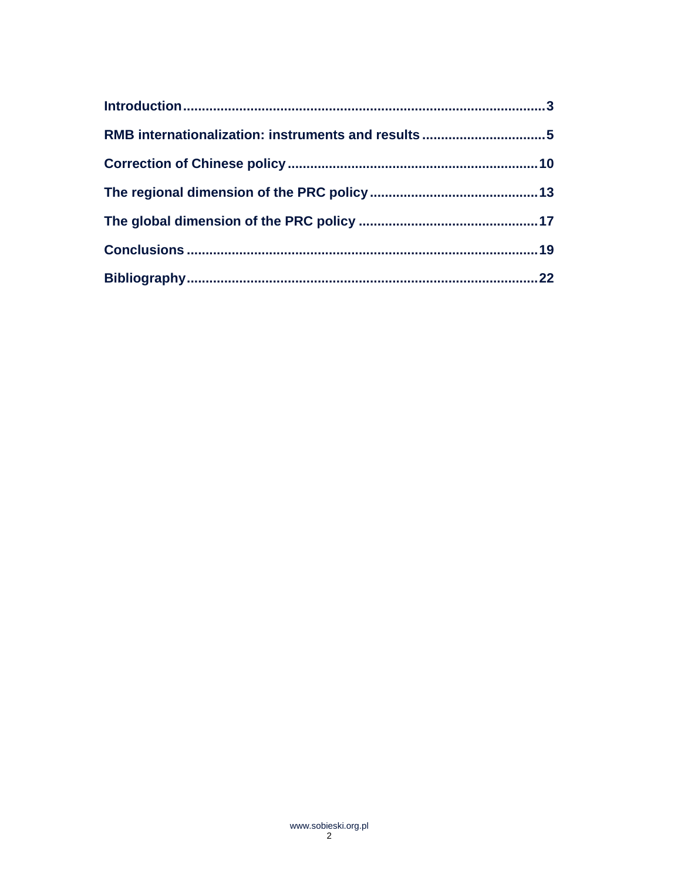**Introduction**...3

**RMB internationalization: instruments and results**...5

**Correction of Chinese policy**...10

**The regional dimension of the PRC policy**...13

**The global dimension of the PRC policy**...17

**Conclusions**...19

**Bibliography**...22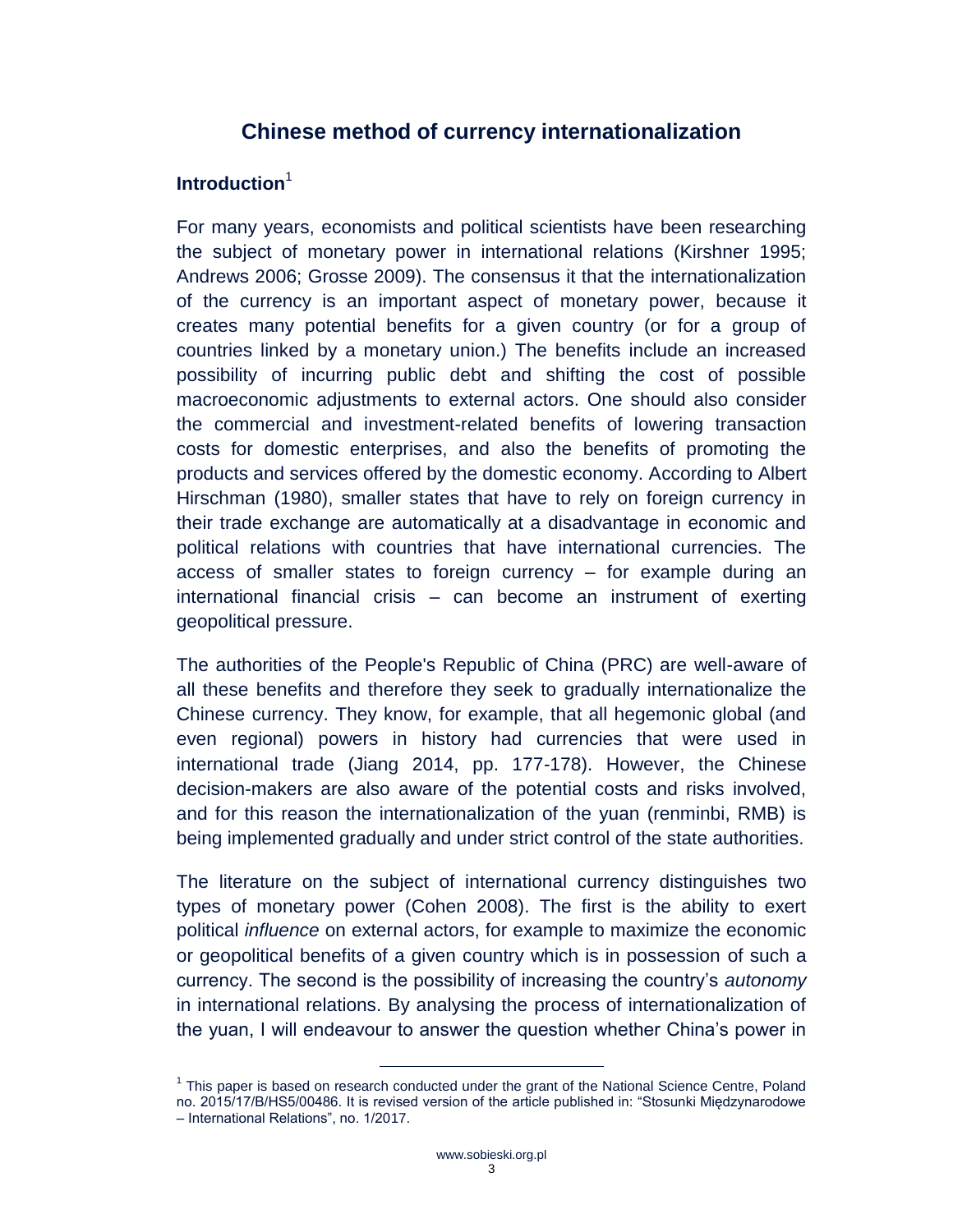# Chinese method of currency internationalization

## Introduction[1]

For many years, economists and political scientists have been researching the subject of monetary power in international relations (Kirshner 1995; Andrews 2006; Grosse 2009). The consensus it that the internationalization of the currency is an important aspect of monetary power, because it creates many potential benefits for a given country (or for a group of countries linked by a monetary union.) The benefits include an increased possibility of incurring public debt and shifting the cost of possible macroeconomic adjustments to external actors. One should also consider the commercial and investment-related benefits of lowering transaction costs for domestic enterprises, and also the benefits of promoting the products and services offered by the domestic economy. According to Albert Hirschman (1980), smaller states that have to rely on foreign currency in their trade exchange are automatically at a disadvantage in economic and political relations with countries that have international currencies. The access of smaller states to foreign currency – for example during an international financial crisis – can become an instrument of exerting geopolitical pressure.

The authorities of the People's Republic of China (PRC) are well-aware of all these benefits and therefore they seek to gradually internationalize the Chinese currency. They know, for example, that all hegemonic global (and even regional) powers in history had currencies that were used in international trade (Jiang 2014, pp. 177-178). However, the Chinese decision-makers are also aware of the potential costs and risks involved, and for this reason the internationalization of the yuan (renminbi, RMB) is being implemented gradually and under strict control of the state authorities.

The literature on the subject of international currency distinguishes two types of monetary power (Cohen 2008). The first is the ability to exert political *influence* on external actors, for example to maximize the economic or geopolitical benefits of a given country which is in possession of such a currency. The second is the possibility of increasing the country's *autonomy* in international relations. By analysing the process of internationalization of the yuan, I will endeavour to answer the question whether China's power in

[1] This paper is based on research conducted under the grant of the National Science Centre, Poland no. 2015/17/B/HS5/00486. It is revised version of the article published in: "Stosunki Międzynarodowe – International Relations", no. 1/2017.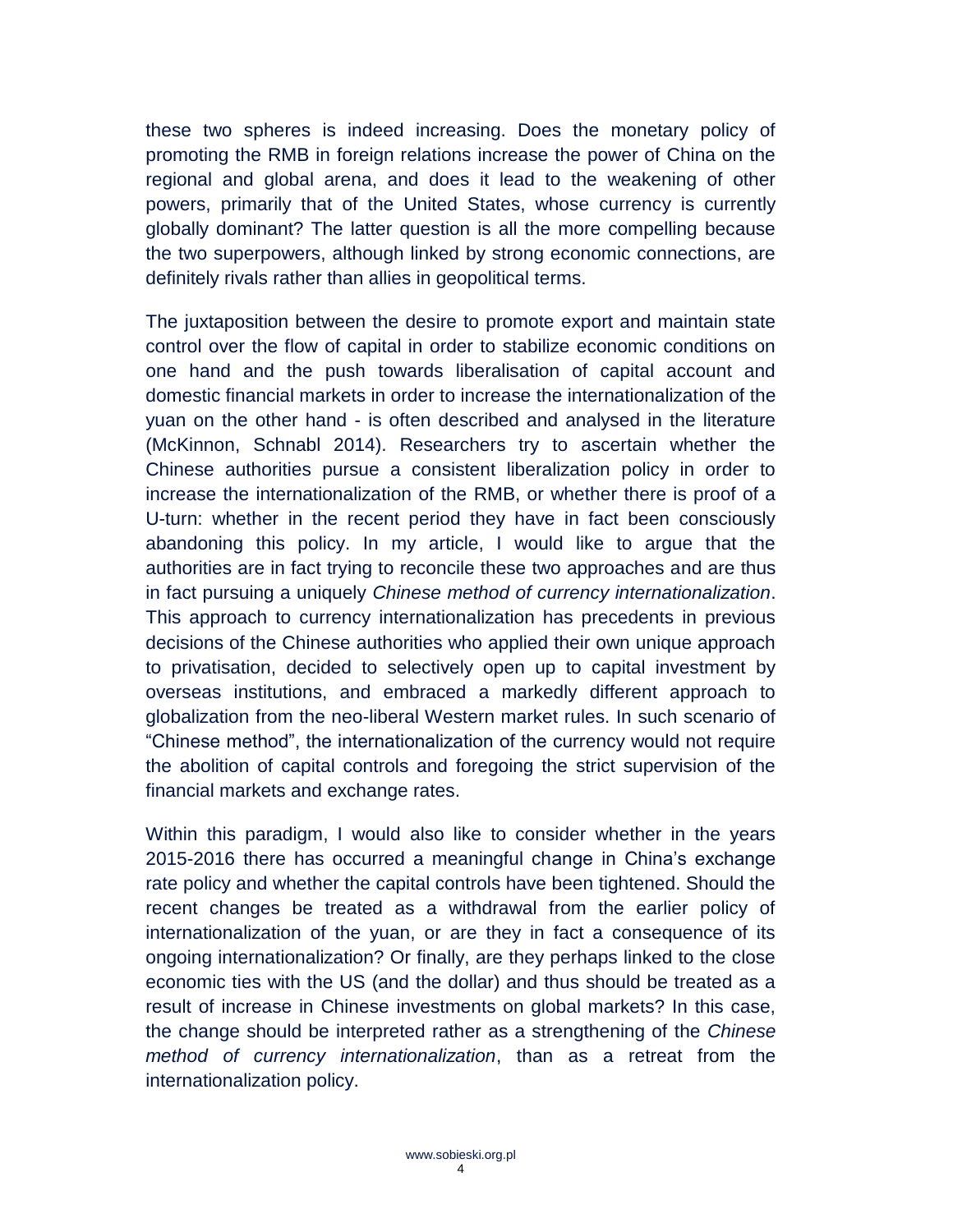these two spheres is indeed increasing. Does the monetary policy of promoting the RMB in foreign relations increase the power of China on the regional and global arena, and does it lead to the weakening of other powers, primarily that of the United States, whose currency is currently globally dominant? The latter question is all the more compelling because the two superpowers, although linked by strong economic connections, are definitely rivals rather than allies in geopolitical terms.

The juxtaposition between the desire to promote export and maintain state control over the flow of capital in order to stabilize economic conditions on one hand and the push towards liberalisation of capital account and domestic financial markets in order to increase the internationalization of the yuan on the other hand - is often described and analysed in the literature (McKinnon, Schnabl 2014). Researchers try to ascertain whether the Chinese authorities pursue a consistent liberalization policy in order to increase the internationalization of the RMB, or whether there is proof of a U-turn: whether in the recent period they have in fact been consciously abandoning this policy. In my article, I would like to argue that the authorities are in fact trying to reconcile these two approaches and are thus in fact pursuing a uniquely *Chinese method of currency internationalization*. This approach to currency internationalization has precedents in previous decisions of the Chinese authorities who applied their own unique approach to privatisation, decided to selectively open up to capital investment by overseas institutions, and embraced a markedly different approach to globalization from the neo-liberal Western market rules. In such scenario of "Chinese method", the internationalization of the currency would not require the abolition of capital controls and foregoing the strict supervision of the financial markets and exchange rates.

Within this paradigm, I would also like to consider whether in the years 2015-2016 there has occurred a meaningful change in China's exchange rate policy and whether the capital controls have been tightened. Should the recent changes be treated as a withdrawal from the earlier policy of internationalization of the yuan, or are they in fact a consequence of its ongoing internationalization? Or finally, are they perhaps linked to the close economic ties with the US (and the dollar) and thus should be treated as a result of increase in Chinese investments on global markets? In this case, the change should be interpreted rather as a strengthening of the *Chinese method of currency internationalization*, than as a retreat from the internationalization policy.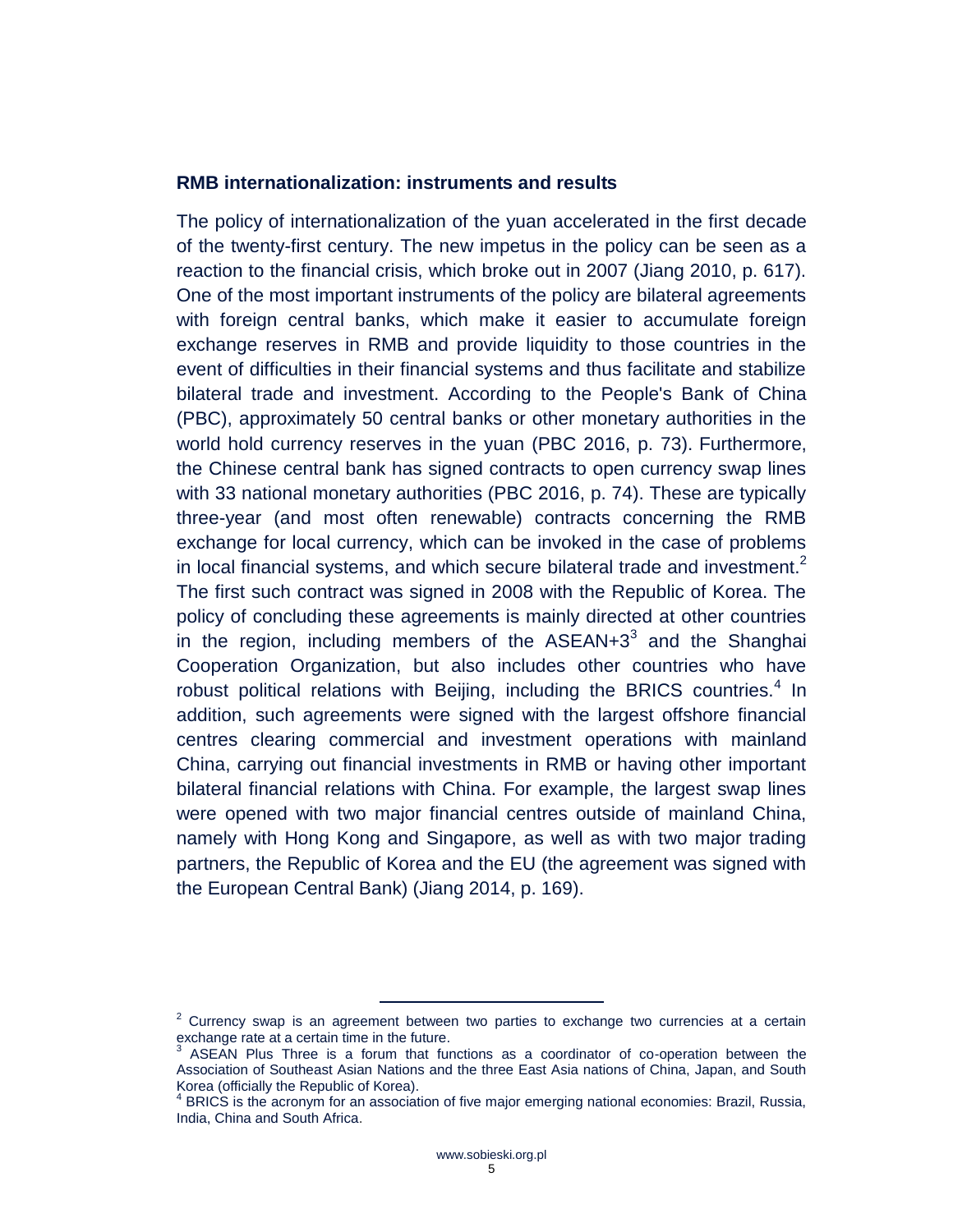## RMB internationalization: instruments and results

The policy of internationalization of the yuan accelerated in the first decade of the twenty-first century. The new impetus in the policy can be seen as a reaction to the financial crisis, which broke out in 2007 (Jiang 2010, p. 617). One of the most important instruments of the policy are bilateral agreements with foreign central banks, which make it easier to accumulate foreign exchange reserves in RMB and provide liquidity to those countries in the event of difficulties in their financial systems and thus facilitate and stabilize bilateral trade and investment. According to the People's Bank of China (PBC), approximately 50 central banks or other monetary authorities in the world hold currency reserves in the yuan (PBC 2016, p. 73). Furthermore, the Chinese central bank has signed contracts to open currency swap lines with 33 national monetary authorities (PBC 2016, p. 74). These are typically three-year (and most often renewable) contracts concerning the RMB exchange for local currency, which can be invoked in the case of problems in local financial systems, and which secure bilateral trade and investment.[2] The first such contract was signed in 2008 with the Republic of Korea. The policy of concluding these agreements is mainly directed at other countries in the region, including members of the ASEAN+3[3] and the Shanghai Cooperation Organization, but also includes other countries who have robust political relations with Beijing, including the BRICS countries.[4] In addition, such agreements were signed with the largest offshore financial centres clearing commercial and investment operations with mainland China, carrying out financial investments in RMB or having other important bilateral financial relations with China. For example, the largest swap lines were opened with two major financial centres outside of mainland China, namely with Hong Kong and Singapore, as well as with two major trading partners, the Republic of Korea and the EU (the agreement was signed with the European Central Bank) (Jiang 2014, p. 169).

---

[2] Currency swap is an agreement between two parties to exchange two currencies at a certain exchange rate at a certain time in the future.

[3] ASEAN Plus Three is a forum that functions as a coordinator of co-operation between the Association of Southeast Asian Nations and the three East Asia nations of China, Japan, and South Korea (officially the Republic of Korea).

[4] BRICS is the acronym for an association of five major emerging national economies: Brazil, Russia, India, China and South Africa.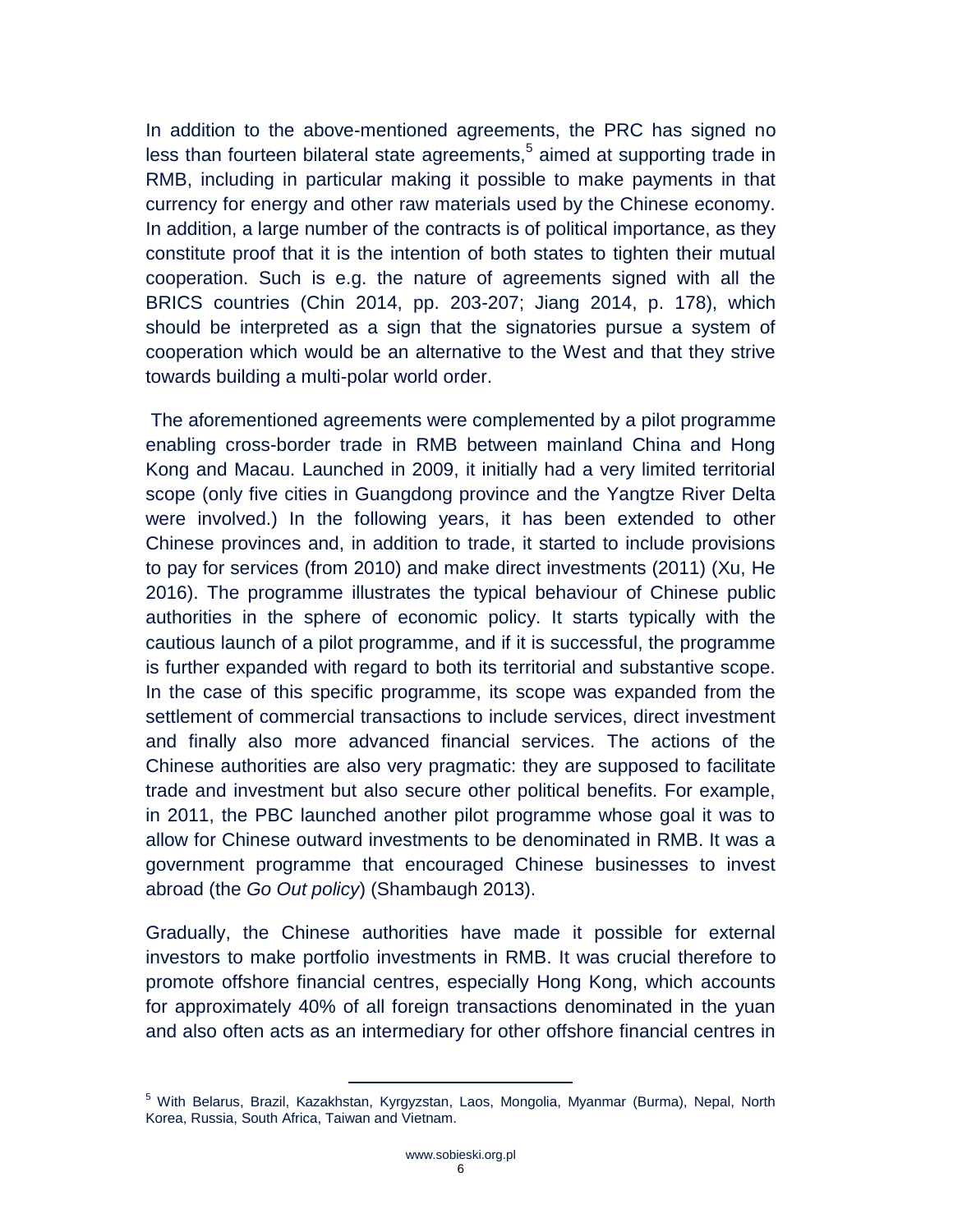In addition to the above-mentioned agreements, the PRC has signed no less than fourteen bilateral state agreements,[5] aimed at supporting trade in RMB, including in particular making it possible to make payments in that currency for energy and other raw materials used by the Chinese economy. In addition, a large number of the contracts is of political importance, as they constitute proof that it is the intention of both states to tighten their mutual cooperation. Such is e.g. the nature of agreements signed with all the BRICS countries (Chin 2014, pp. 203-207; Jiang 2014, p. 178), which should be interpreted as a sign that the signatories pursue a system of cooperation which would be an alternative to the West and that they strive towards building a multi-polar world order.

The aforementioned agreements were complemented by a pilot programme enabling cross-border trade in RMB between mainland China and Hong Kong and Macau. Launched in 2009, it initially had a very limited territorial scope (only five cities in Guangdong province and the Yangtze River Delta were involved.) In the following years, it has been extended to other Chinese provinces and, in addition to trade, it started to include provisions to pay for services (from 2010) and make direct investments (2011) (Xu, He 2016). The programme illustrates the typical behaviour of Chinese public authorities in the sphere of economic policy. It starts typically with the cautious launch of a pilot programme, and if it is successful, the programme is further expanded with regard to both its territorial and substantive scope. In the case of this specific programme, its scope was expanded from the settlement of commercial transactions to include services, direct investment and finally also more advanced financial services. The actions of the Chinese authorities are also very pragmatic: they are supposed to facilitate trade and investment but also secure other political benefits. For example, in 2011, the PBC launched another pilot programme whose goal it was to allow for Chinese outward investments to be denominated in RMB. It was a government programme that encouraged Chinese businesses to invest abroad (the *Go Out policy*) (Shambaugh 2013).

Gradually, the Chinese authorities have made it possible for external investors to make portfolio investments in RMB. It was crucial therefore to promote offshore financial centres, especially Hong Kong, which accounts for approximately 40% of all foreign transactions denominated in the yuan and also often acts as an intermediary for other offshore financial centres in

---

[5] With Belarus, Brazil, Kazakhstan, Kyrgyzstan, Laos, Mongolia, Myanmar (Burma), Nepal, North Korea, Russia, South Africa, Taiwan and Vietnam.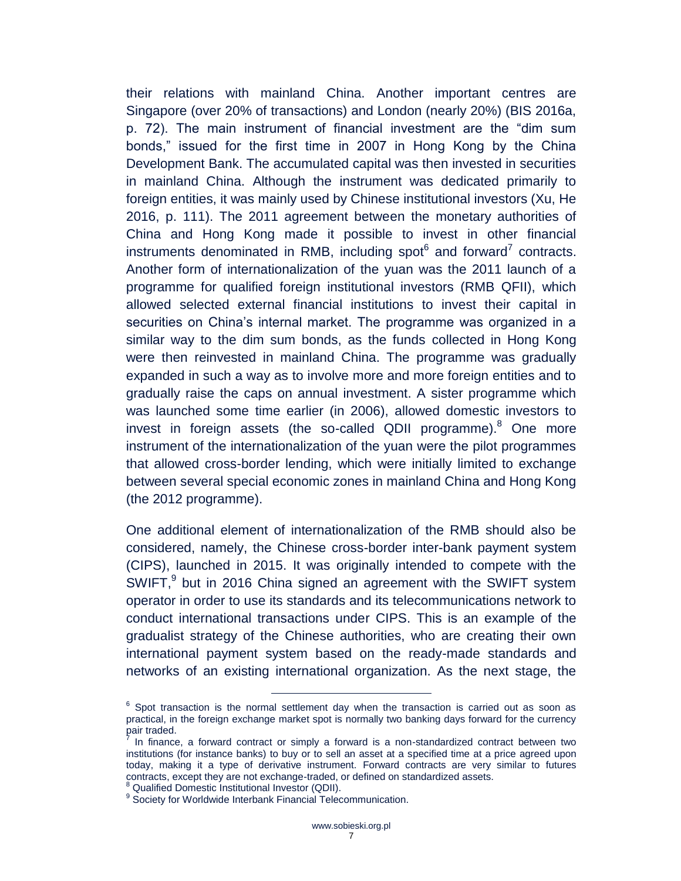their relations with mainland China. Another important centres are Singapore (over 20% of transactions) and London (nearly 20%) (BIS 2016a, p. 72). The main instrument of financial investment are the "dim sum bonds," issued for the first time in 2007 in Hong Kong by the China Development Bank. The accumulated capital was then invested in securities in mainland China. Although the instrument was dedicated primarily to foreign entities, it was mainly used by Chinese institutional investors (Xu, He 2016, p. 111). The 2011 agreement between the monetary authorities of China and Hong Kong made it possible to invest in other financial instruments denominated in RMB, including spot[6] and forward[7] contracts. Another form of internationalization of the yuan was the 2011 launch of a programme for qualified foreign institutional investors (RMB QFII), which allowed selected external financial institutions to invest their capital in securities on China's internal market. The programme was organized in a similar way to the dim sum bonds, as the funds collected in Hong Kong were then reinvested in mainland China. The programme was gradually expanded in such a way as to involve more and more foreign entities and to gradually raise the caps on annual investment. A sister programme which was launched some time earlier (in 2006), allowed domestic investors to invest in foreign assets (the so-called QDII programme).[8] One more instrument of the internationalization of the yuan were the pilot programmes that allowed cross-border lending, which were initially limited to exchange between several special economic zones in mainland China and Hong Kong (the 2012 programme).

One additional element of internationalization of the RMB should also be considered, namely, the Chinese cross-border inter-bank payment system (CIPS), launched in 2015. It was originally intended to compete with the SWIFT,[9] but in 2016 China signed an agreement with the SWIFT system operator in order to use its standards and its telecommunications network to conduct international transactions under CIPS. This is an example of the gradualist strategy of the Chinese authorities, who are creating their own international payment system based on the ready-made standards and networks of an existing international organization. As the next stage, the

---

[6] Spot transaction is the normal settlement day when the transaction is carried out as soon as practical, in the foreign exchange market spot is normally two banking days forward for the currency pair traded.

[7] In finance, a forward contract or simply a forward is a non-standardized contract between two institutions (for instance banks) to buy or to sell an asset at a specified time at a price agreed upon today, making it a type of derivative instrument. Forward contracts are very similar to futures contracts, except they are not exchange-traded, or defined on standardized assets.

[8] Qualified Domestic Institutional Investor (QDII).

[9] Society for Worldwide Interbank Financial Telecommunication.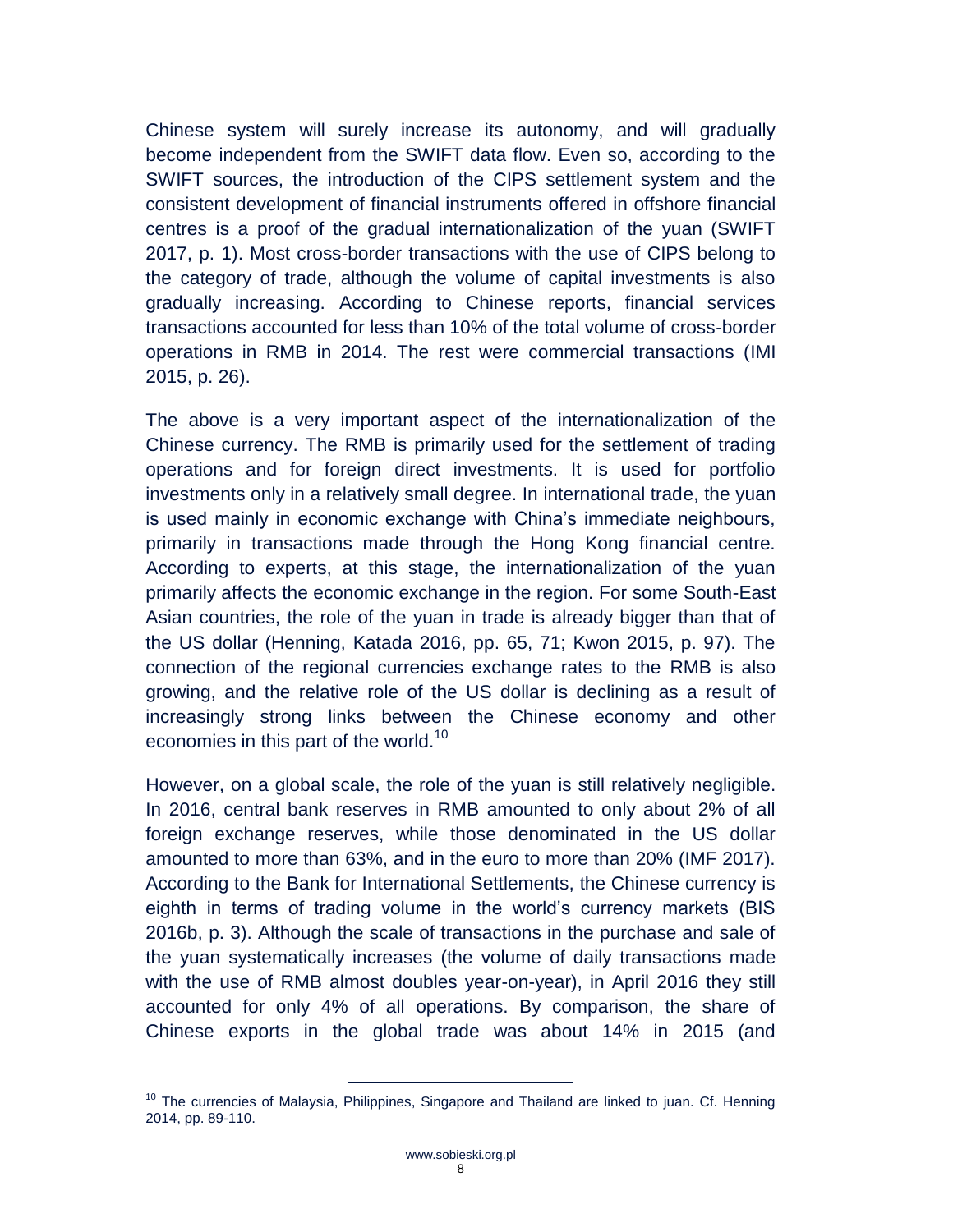Chinese system will surely increase its autonomy, and will gradually become independent from the SWIFT data flow. Even so, according to the SWIFT sources, the introduction of the CIPS settlement system and the consistent development of financial instruments offered in offshore financial centres is a proof of the gradual internationalization of the yuan (SWIFT 2017, p. 1). Most cross-border transactions with the use of CIPS belong to the category of trade, although the volume of capital investments is also gradually increasing. According to Chinese reports, financial services transactions accounted for less than 10% of the total volume of cross-border operations in RMB in 2014. The rest were commercial transactions (IMI 2015, p. 26).

The above is a very important aspect of the internationalization of the Chinese currency. The RMB is primarily used for the settlement of trading operations and for foreign direct investments. It is used for portfolio investments only in a relatively small degree. In international trade, the yuan is used mainly in economic exchange with China's immediate neighbours, primarily in transactions made through the Hong Kong financial centre. According to experts, at this stage, the internationalization of the yuan primarily affects the economic exchange in the region. For some South-East Asian countries, the role of the yuan in trade is already bigger than that of the US dollar (Henning, Katada 2016, pp. 65, 71; Kwon 2015, p. 97). The connection of the regional currencies exchange rates to the RMB is also growing, and the relative role of the US dollar is declining as a result of increasingly strong links between the Chinese economy and other economies in this part of the world.[10]

However, on a global scale, the role of the yuan is still relatively negligible. In 2016, central bank reserves in RMB amounted to only about 2% of all foreign exchange reserves, while those denominated in the US dollar amounted to more than 63%, and in the euro to more than 20% (IMF 2017). According to the Bank for International Settlements, the Chinese currency is eighth in terms of trading volume in the world's currency markets (BIS 2016b, p. 3). Although the scale of transactions in the purchase and sale of the yuan systematically increases (the volume of daily transactions made with the use of RMB almost doubles year-on-year), in April 2016 they still accounted for only 4% of all operations. By comparison, the share of Chinese exports in the global trade was about 14% in 2015 (and

[10] The currencies of Malaysia, Philippines, Singapore and Thailand are linked to juan. Cf. Henning 2014, pp. 89-110.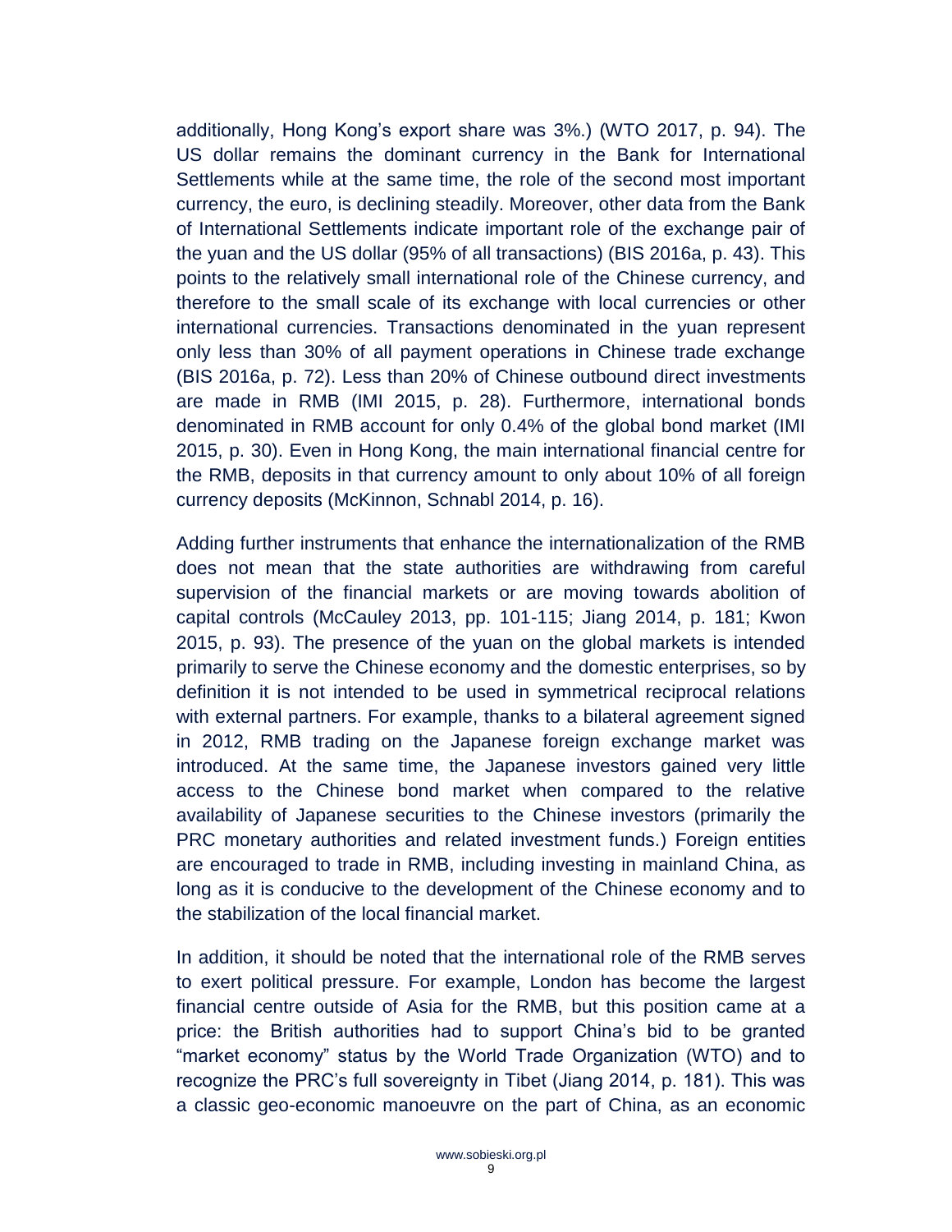additionally, Hong Kong's export share was 3%.) (WTO 2017, p. 94). The US dollar remains the dominant currency in the Bank for International Settlements while at the same time, the role of the second most important currency, the euro, is declining steadily. Moreover, other data from the Bank of International Settlements indicate important role of the exchange pair of the yuan and the US dollar (95% of all transactions) (BIS 2016a, p. 43). This points to the relatively small international role of the Chinese currency, and therefore to the small scale of its exchange with local currencies or other international currencies. Transactions denominated in the yuan represent only less than 30% of all payment operations in Chinese trade exchange (BIS 2016a, p. 72). Less than 20% of Chinese outbound direct investments are made in RMB (IMI 2015, p. 28). Furthermore, international bonds denominated in RMB account for only 0.4% of the global bond market (IMI 2015, p. 30). Even in Hong Kong, the main international financial centre for the RMB, deposits in that currency amount to only about 10% of all foreign currency deposits (McKinnon, Schnabl 2014, p. 16).

Adding further instruments that enhance the internationalization of the RMB does not mean that the state authorities are withdrawing from careful supervision of the financial markets or are moving towards abolition of capital controls (McCauley 2013, pp. 101-115; Jiang 2014, p. 181; Kwon 2015, p. 93). The presence of the yuan on the global markets is intended primarily to serve the Chinese economy and the domestic enterprises, so by definition it is not intended to be used in symmetrical reciprocal relations with external partners. For example, thanks to a bilateral agreement signed in 2012, RMB trading on the Japanese foreign exchange market was introduced. At the same time, the Japanese investors gained very little access to the Chinese bond market when compared to the relative availability of Japanese securities to the Chinese investors (primarily the PRC monetary authorities and related investment funds.) Foreign entities are encouraged to trade in RMB, including investing in mainland China, as long as it is conducive to the development of the Chinese economy and to the stabilization of the local financial market.

In addition, it should be noted that the international role of the RMB serves to exert political pressure. For example, London has become the largest financial centre outside of Asia for the RMB, but this position came at a price: the British authorities had to support China's bid to be granted "market economy" status by the World Trade Organization (WTO) and to recognize the PRC's full sovereignty in Tibet (Jiang 2014, p. 181). This was a classic geo-economic manoeuvre on the part of China, as an economic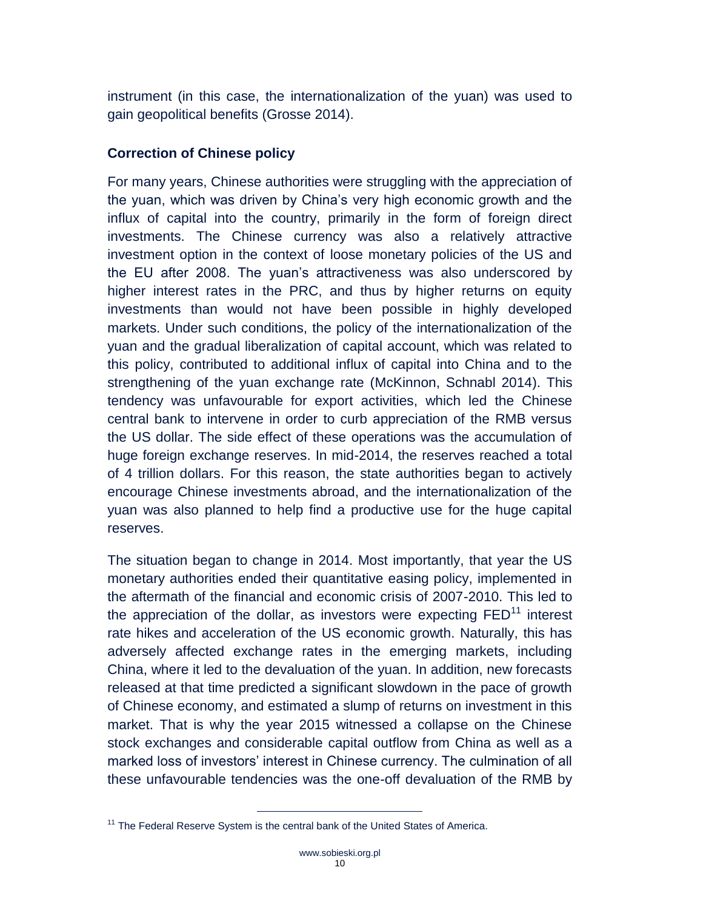instrument (in this case, the internationalization of the yuan) was used to gain geopolitical benefits (Grosse 2014).

## Correction of Chinese policy

For many years, Chinese authorities were struggling with the appreciation of the yuan, which was driven by China's very high economic growth and the influx of capital into the country, primarily in the form of foreign direct investments. The Chinese currency was also a relatively attractive investment option in the context of loose monetary policies of the US and the EU after 2008. The yuan's attractiveness was also underscored by higher interest rates in the PRC, and thus by higher returns on equity investments than would not have been possible in highly developed markets. Under such conditions, the policy of the internationalization of the yuan and the gradual liberalization of capital account, which was related to this policy, contributed to additional influx of capital into China and to the strengthening of the yuan exchange rate (McKinnon, Schnabl 2014). This tendency was unfavourable for export activities, which led the Chinese central bank to intervene in order to curb appreciation of the RMB versus the US dollar. The side effect of these operations was the accumulation of huge foreign exchange reserves. In mid-2014, the reserves reached a total of 4 trillion dollars. For this reason, the state authorities began to actively encourage Chinese investments abroad, and the internationalization of the yuan was also planned to help find a productive use for the huge capital reserves.

The situation began to change in 2014. Most importantly, that year the US monetary authorities ended their quantitative easing policy, implemented in the aftermath of the financial and economic crisis of 2007-2010. This led to the appreciation of the dollar, as investors were expecting FED[11] interest rate hikes and acceleration of the US economic growth. Naturally, this has adversely affected exchange rates in the emerging markets, including China, where it led to the devaluation of the yuan. In addition, new forecasts released at that time predicted a significant slowdown in the pace of growth of Chinese economy, and estimated a slump of returns on investment in this market. That is why the year 2015 witnessed a collapse on the Chinese stock exchanges and considerable capital outflow from China as well as a marked loss of investors' interest in Chinese currency. The culmination of all these unfavourable tendencies was the one-off devaluation of the RMB by

[11] The Federal Reserve System is the central bank of the United States of America.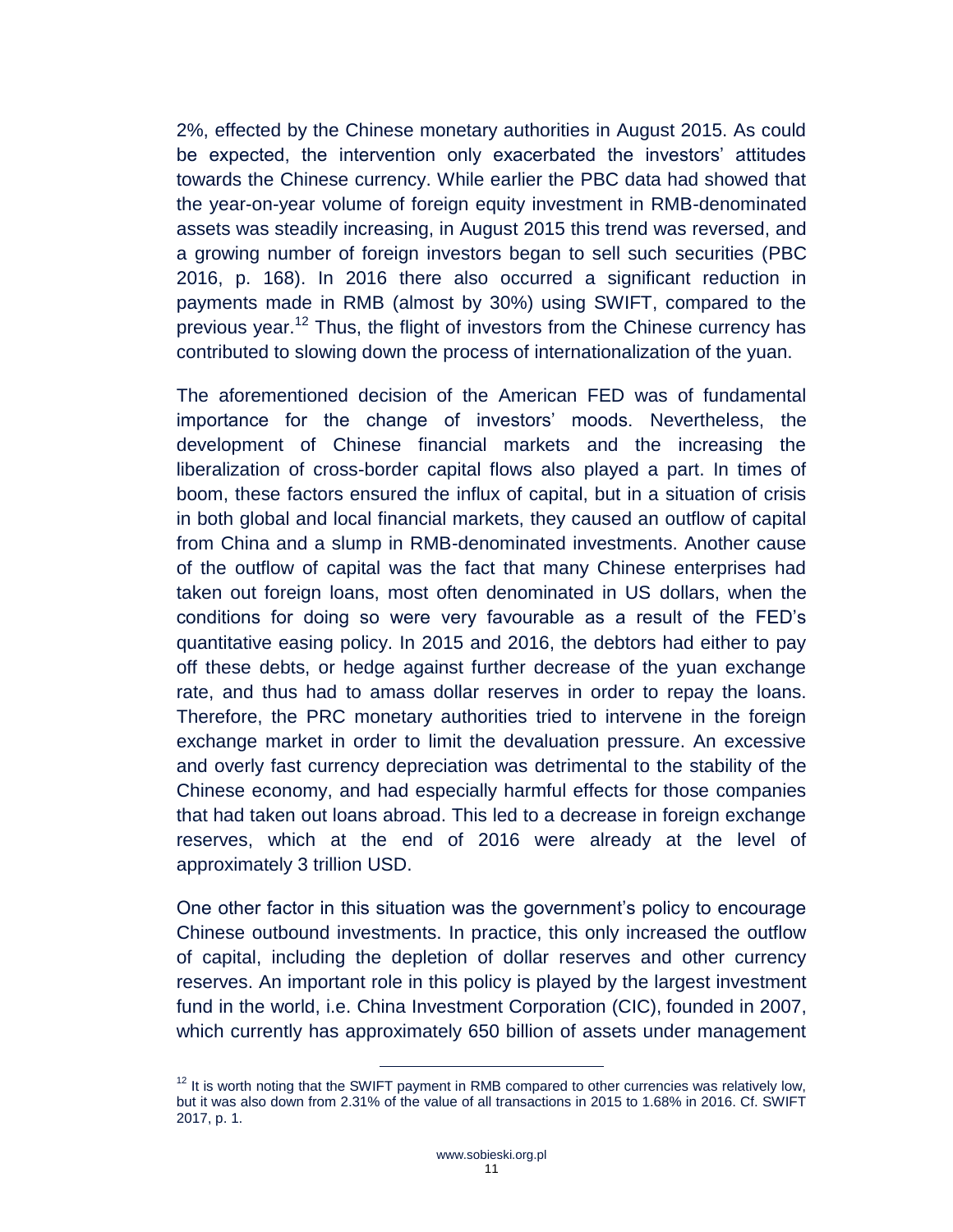2%, effected by the Chinese monetary authorities in August 2015. As could be expected, the intervention only exacerbated the investors' attitudes towards the Chinese currency. While earlier the PBC data had showed that the year-on-year volume of foreign equity investment in RMB-denominated assets was steadily increasing, in August 2015 this trend was reversed, and a growing number of foreign investors began to sell such securities (PBC 2016, p. 168). In 2016 there also occurred a significant reduction in payments made in RMB (almost by 30%) using SWIFT, compared to the previous year.[12] Thus, the flight of investors from the Chinese currency has contributed to slowing down the process of internationalization of the yuan.

The aforementioned decision of the American FED was of fundamental importance for the change of investors' moods. Nevertheless, the development of Chinese financial markets and the increasing the liberalization of cross-border capital flows also played a part. In times of boom, these factors ensured the influx of capital, but in a situation of crisis in both global and local financial markets, they caused an outflow of capital from China and a slump in RMB-denominated investments. Another cause of the outflow of capital was the fact that many Chinese enterprises had taken out foreign loans, most often denominated in US dollars, when the conditions for doing so were very favourable as a result of the FED's quantitative easing policy. In 2015 and 2016, the debtors had either to pay off these debts, or hedge against further decrease of the yuan exchange rate, and thus had to amass dollar reserves in order to repay the loans. Therefore, the PRC monetary authorities tried to intervene in the foreign exchange market in order to limit the devaluation pressure. An excessive and overly fast currency depreciation was detrimental to the stability of the Chinese economy, and had especially harmful effects for those companies that had taken out loans abroad. This led to a decrease in foreign exchange reserves, which at the end of 2016 were already at the level of approximately 3 trillion USD.

One other factor in this situation was the government's policy to encourage Chinese outbound investments. In practice, this only increased the outflow of capital, including the depletion of dollar reserves and other currency reserves. An important role in this policy is played by the largest investment fund in the world, i.e. China Investment Corporation (CIC), founded in 2007, which currently has approximately 650 billion of assets under management

[12] It is worth noting that the SWIFT payment in RMB compared to other currencies was relatively low, but it was also down from 2.31% of the value of all transactions in 2015 to 1.68% in 2016. Cf. SWIFT 2017, p. 1.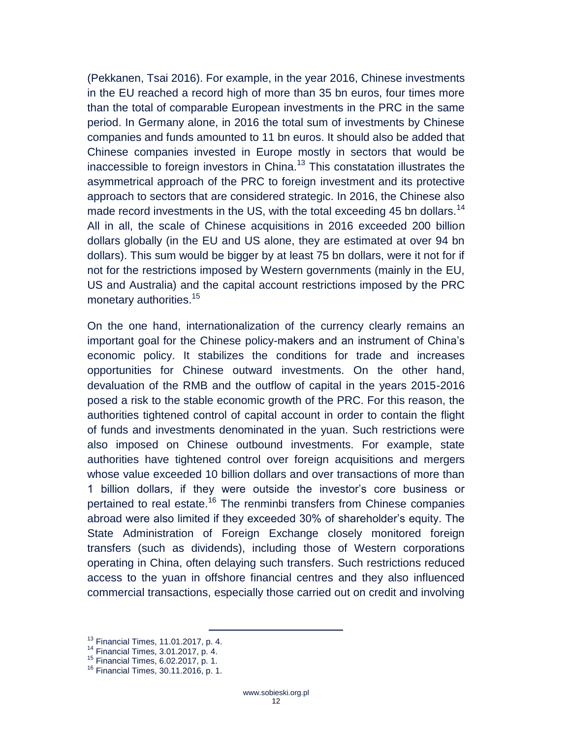(Pekkanen, Tsai 2016). For example, in the year 2016, Chinese investments in the EU reached a record high of more than 35 bn euros, four times more than the total of comparable European investments in the PRC in the same period. In Germany alone, in 2016 the total sum of investments by Chinese companies and funds amounted to 11 bn euros. It should also be added that Chinese companies invested in Europe mostly in sectors that would be inaccessible to foreign investors in China.[13] This constatation illustrates the asymmetrical approach of the PRC to foreign investment and its protective approach to sectors that are considered strategic. In 2016, the Chinese also made record investments in the US, with the total exceeding 45 bn dollars.[14] All in all, the scale of Chinese acquisitions in 2016 exceeded 200 billion dollars globally (in the EU and US alone, they are estimated at over 94 bn dollars). This sum would be bigger by at least 75 bn dollars, were it not for if not for the restrictions imposed by Western governments (mainly in the EU, US and Australia) and the capital account restrictions imposed by the PRC monetary authorities.[15]

On the one hand, internationalization of the currency clearly remains an important goal for the Chinese policy-makers and an instrument of China's economic policy. It stabilizes the conditions for trade and increases opportunities for Chinese outward investments. On the other hand, devaluation of the RMB and the outflow of capital in the years 2015-2016 posed a risk to the stable economic growth of the PRC. For this reason, the authorities tightened control of capital account in order to contain the flight of funds and investments denominated in the yuan. Such restrictions were also imposed on Chinese outbound investments. For example, state authorities have tightened control over foreign acquisitions and mergers whose value exceeded 10 billion dollars and over transactions of more than 1 billion dollars, if they were outside the investor's core business or pertained to real estate.[16] The renminbi transfers from Chinese companies abroad were also limited if they exceeded 30% of shareholder's equity. The State Administration of Foreign Exchange closely monitored foreign transfers (such as dividends), including those of Western corporations operating in China, often delaying such transfers. Such restrictions reduced access to the yuan in offshore financial centres and they also influenced commercial transactions, especially those carried out on credit and involving

---

[13] Financial Times, 11.01.2017, p. 4.

[14] Financial Times, 3.01.2017, p. 4.

[15] Financial Times, 6.02.2017, p. 1.

[16] Financial Times, 30.11.2016, p. 1.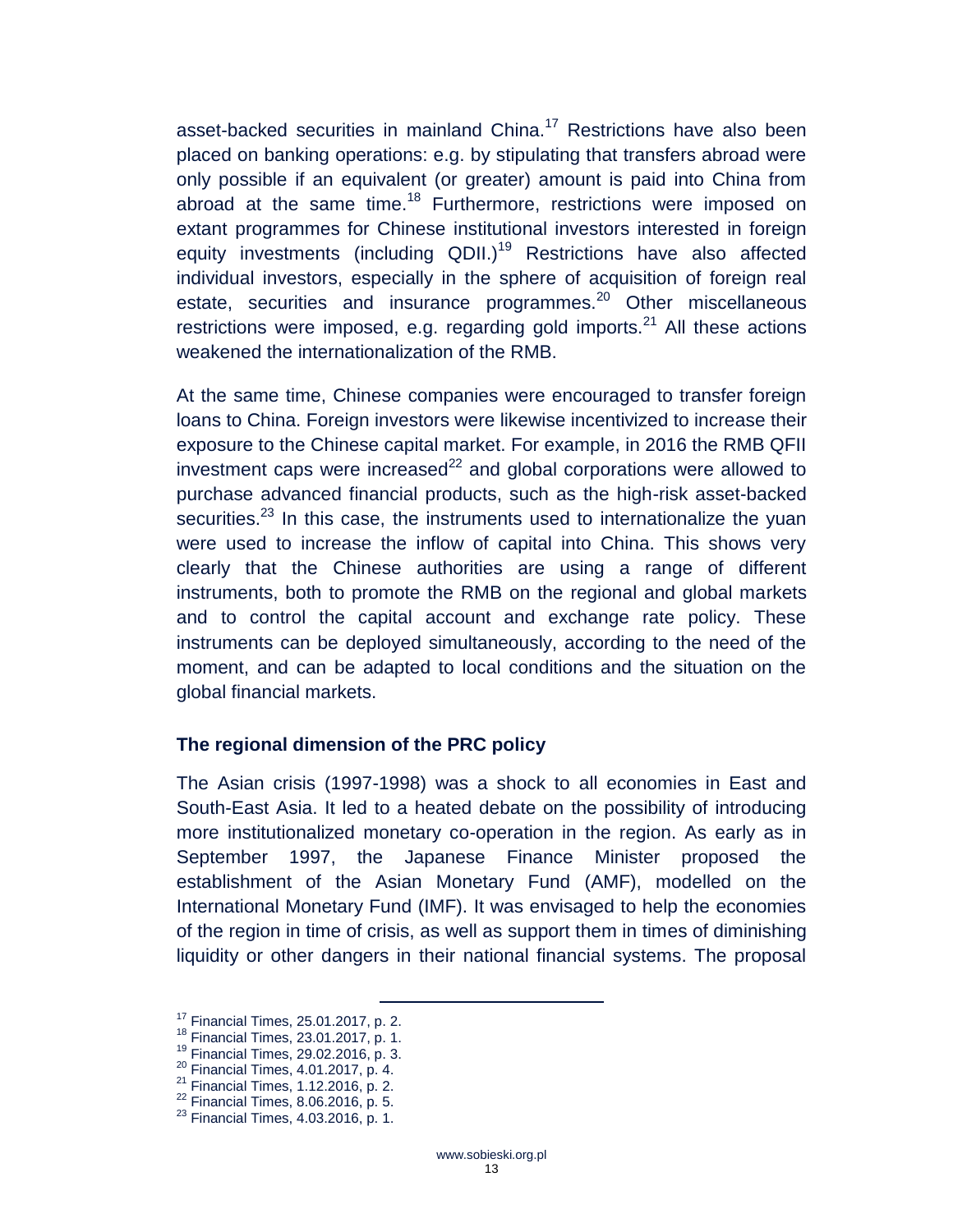asset-backed securities in mainland China.[17] Restrictions have also been placed on banking operations: e.g. by stipulating that transfers abroad were only possible if an equivalent (or greater) amount is paid into China from abroad at the same time.[18] Furthermore, restrictions were imposed on extant programmes for Chinese institutional investors interested in foreign equity investments (including QDII.)[19] Restrictions have also affected individual investors, especially in the sphere of acquisition of foreign real estate, securities and insurance programmes.[20] Other miscellaneous restrictions were imposed, e.g. regarding gold imports.[21] All these actions weakened the internationalization of the RMB.

At the same time, Chinese companies were encouraged to transfer foreign loans to China. Foreign investors were likewise incentivized to increase their exposure to the Chinese capital market. For example, in 2016 the RMB QFII investment caps were increased[22] and global corporations were allowed to purchase advanced financial products, such as the high-risk asset-backed securities.[23] In this case, the instruments used to internationalize the yuan were used to increase the inflow of capital into China. This shows very clearly that the Chinese authorities are using a range of different instruments, both to promote the RMB on the regional and global markets and to control the capital account and exchange rate policy. These instruments can be deployed simultaneously, according to the need of the moment, and can be adapted to local conditions and the situation on the global financial markets.

## The regional dimension of the PRC policy

The Asian crisis (1997-1998) was a shock to all economies in East and South-East Asia. It led to a heated debate on the possibility of introducing more institutionalized monetary co-operation in the region. As early as in September 1997, the Japanese Finance Minister proposed the establishment of the Asian Monetary Fund (AMF), modelled on the International Monetary Fund (IMF). It was envisaged to help the economies of the region in time of crisis, as well as support them in times of diminishing liquidity or other dangers in their national financial systems. The proposal

---

[17] Financial Times, 25.01.2017, p. 2.
[18] Financial Times, 23.01.2017, p. 1.
[19] Financial Times, 29.02.2016, p. 3.
[20] Financial Times, 4.01.2017, p. 4.
[21] Financial Times, 1.12.2016, p. 2.
[22] Financial Times, 8.06.2016, p. 5.
[23] Financial Times, 4.03.2016, p. 1.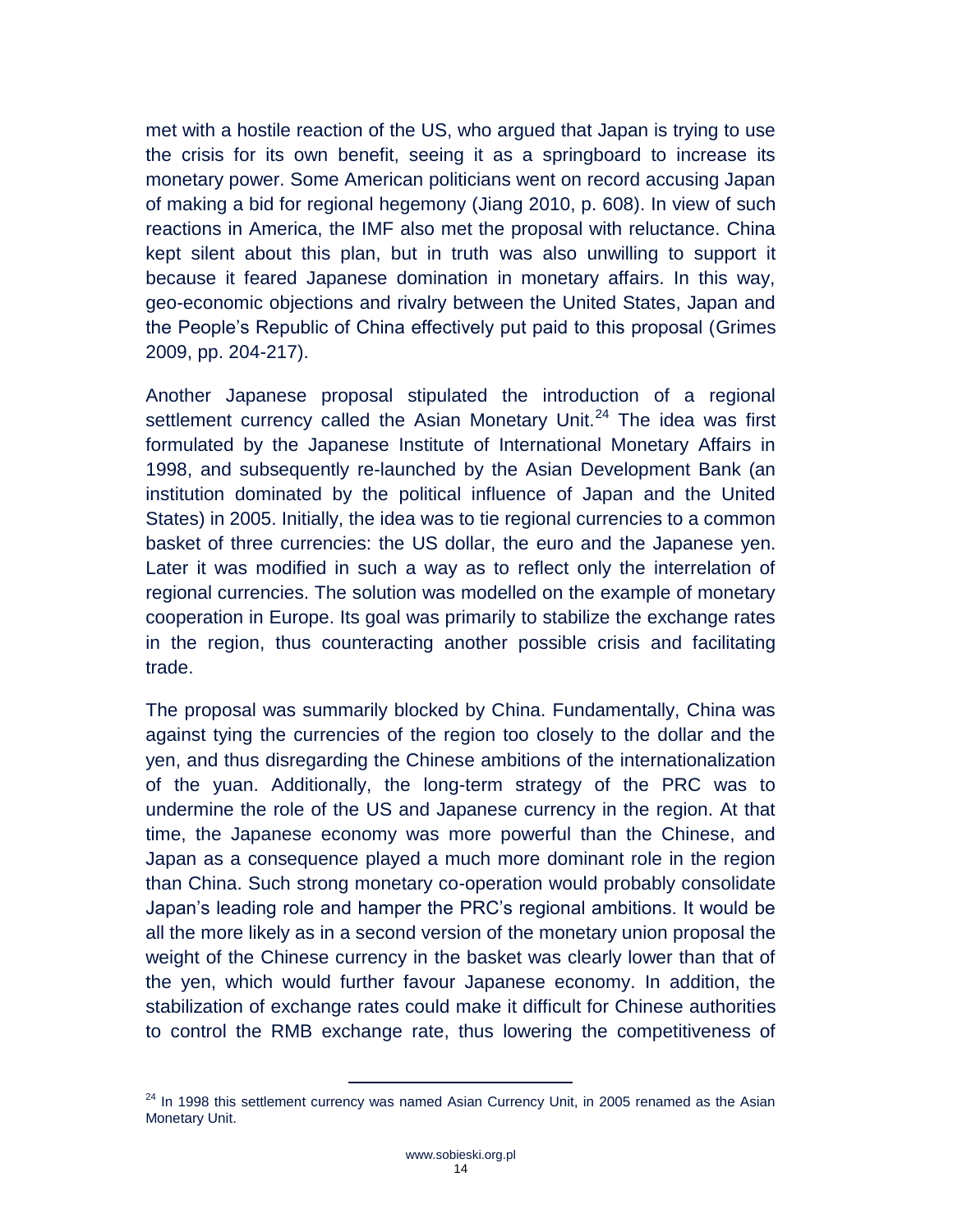met with a hostile reaction of the US, who argued that Japan is trying to use the crisis for its own benefit, seeing it as a springboard to increase its monetary power. Some American politicians went on record accusing Japan of making a bid for regional hegemony (Jiang 2010, p. 608). In view of such reactions in America, the IMF also met the proposal with reluctance. China kept silent about this plan, but in truth was also unwilling to support it because it feared Japanese domination in monetary affairs. In this way, geo-economic objections and rivalry between the United States, Japan and the People's Republic of China effectively put paid to this proposal (Grimes 2009, pp. 204-217).

Another Japanese proposal stipulated the introduction of a regional settlement currency called the Asian Monetary Unit.[24] The idea was first formulated by the Japanese Institute of International Monetary Affairs in 1998, and subsequently re-launched by the Asian Development Bank (an institution dominated by the political influence of Japan and the United States) in 2005. Initially, the idea was to tie regional currencies to a common basket of three currencies: the US dollar, the euro and the Japanese yen. Later it was modified in such a way as to reflect only the interrelation of regional currencies. The solution was modelled on the example of monetary cooperation in Europe. Its goal was primarily to stabilize the exchange rates in the region, thus counteracting another possible crisis and facilitating trade.

The proposal was summarily blocked by China. Fundamentally, China was against tying the currencies of the region too closely to the dollar and the yen, and thus disregarding the Chinese ambitions of the internationalization of the yuan. Additionally, the long-term strategy of the PRC was to undermine the role of the US and Japanese currency in the region. At that time, the Japanese economy was more powerful than the Chinese, and Japan as a consequence played a much more dominant role in the region than China. Such strong monetary co-operation would probably consolidate Japan's leading role and hamper the PRC's regional ambitions. It would be all the more likely as in a second version of the monetary union proposal the weight of the Chinese currency in the basket was clearly lower than that of the yen, which would further favour Japanese economy. In addition, the stabilization of exchange rates could make it difficult for Chinese authorities to control the RMB exchange rate, thus lowering the competitiveness of

[24] In 1998 this settlement currency was named Asian Currency Unit, in 2005 renamed as the Asian Monetary Unit.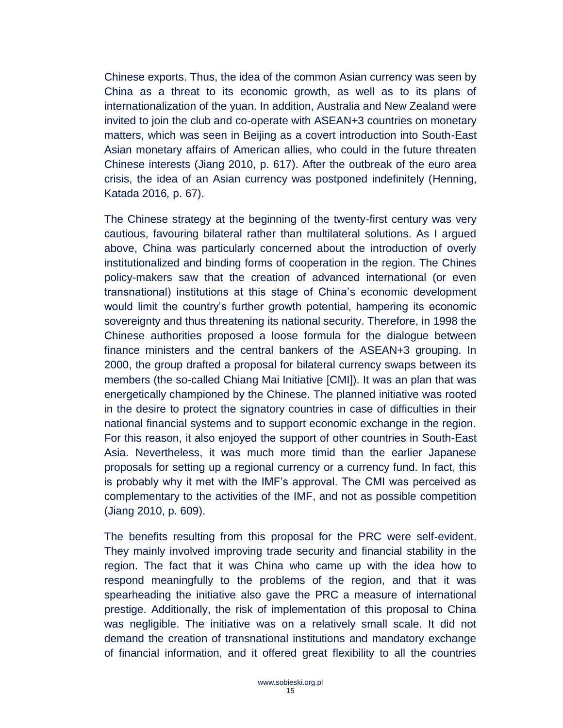Chinese exports. Thus, the idea of the common Asian currency was seen by China as a threat to its economic growth, as well as to its plans of internationalization of the yuan. In addition, Australia and New Zealand were invited to join the club and co-operate with ASEAN+3 countries on monetary matters, which was seen in Beijing as a covert introduction into South-East Asian monetary affairs of American allies, who could in the future threaten Chinese interests (Jiang 2010, p. 617). After the outbreak of the euro area crisis, the idea of an Asian currency was postponed indefinitely (Henning, Katada 2016*,* p. 67).

The Chinese strategy at the beginning of the twenty-first century was very cautious, favouring bilateral rather than multilateral solutions. As I argued above, China was particularly concerned about the introduction of overly institutionalized and binding forms of cooperation in the region. The Chines policy-makers saw that the creation of advanced international (or even transnational) institutions at this stage of China's economic development would limit the country's further growth potential, hampering its economic sovereignty and thus threatening its national security. Therefore, in 1998 the Chinese authorities proposed a loose formula for the dialogue between finance ministers and the central bankers of the ASEAN+3 grouping. In 2000, the group drafted a proposal for bilateral currency swaps between its members (the so-called Chiang Mai Initiative [CMI]). It was an plan that was energetically championed by the Chinese. The planned initiative was rooted in the desire to protect the signatory countries in case of difficulties in their national financial systems and to support economic exchange in the region. For this reason, it also enjoyed the support of other countries in South-East Asia. Nevertheless, it was much more timid than the earlier Japanese proposals for setting up a regional currency or a currency fund. In fact, this is probably why it met with the IMF's approval. The CMI was perceived as complementary to the activities of the IMF, and not as possible competition (Jiang 2010, p. 609).

The benefits resulting from this proposal for the PRC were self-evident. They mainly involved improving trade security and financial stability in the region. The fact that it was China who came up with the idea how to respond meaningfully to the problems of the region, and that it was spearheading the initiative also gave the PRC a measure of international prestige. Additionally, the risk of implementation of this proposal to China was negligible. The initiative was on a relatively small scale. It did not demand the creation of transnational institutions and mandatory exchange of financial information, and it offered great flexibility to all the countries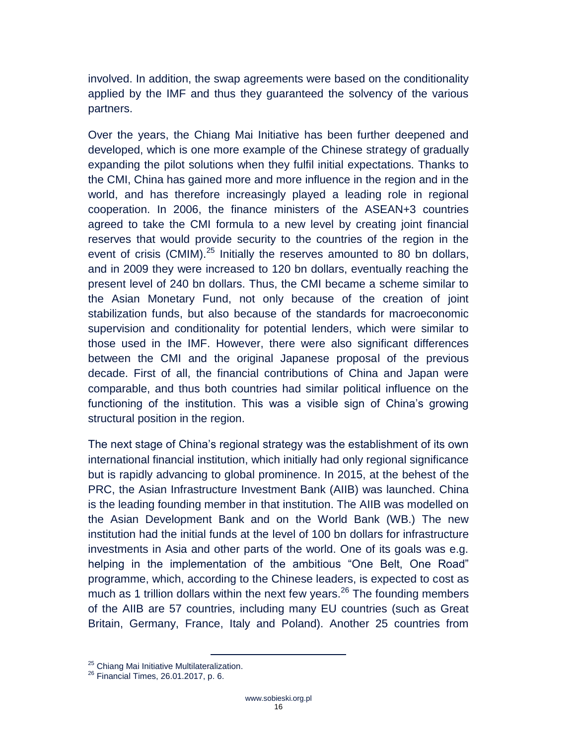involved. In addition, the swap agreements were based on the conditionality applied by the IMF and thus they guaranteed the solvency of the various partners.

Over the years, the Chiang Mai Initiative has been further deepened and developed, which is one more example of the Chinese strategy of gradually expanding the pilot solutions when they fulfil initial expectations. Thanks to the CMI, China has gained more and more influence in the region and in the world, and has therefore increasingly played a leading role in regional cooperation. In 2006, the finance ministers of the ASEAN+3 countries agreed to take the CMI formula to a new level by creating joint financial reserves that would provide security to the countries of the region in the event of crisis (CMIM).[25] Initially the reserves amounted to 80 bn dollars, and in 2009 they were increased to 120 bn dollars, eventually reaching the present level of 240 bn dollars. Thus, the CMI became a scheme similar to the Asian Monetary Fund, not only because of the creation of joint stabilization funds, but also because of the standards for macroeconomic supervision and conditionality for potential lenders, which were similar to those used in the IMF. However, there were also significant differences between the CMI and the original Japanese proposal of the previous decade. First of all, the financial contributions of China and Japan were comparable, and thus both countries had similar political influence on the functioning of the institution. This was a visible sign of China's growing structural position in the region.

The next stage of China's regional strategy was the establishment of its own international financial institution, which initially had only regional significance but is rapidly advancing to global prominence. In 2015, at the behest of the PRC, the Asian Infrastructure Investment Bank (AIIB) was launched. China is the leading founding member in that institution. The AIIB was modelled on the Asian Development Bank and on the World Bank (WB.) The new institution had the initial funds at the level of 100 bn dollars for infrastructure investments in Asia and other parts of the world. One of its goals was e.g. helping in the implementation of the ambitious "One Belt, One Road" programme, which, according to the Chinese leaders, is expected to cost as much as 1 trillion dollars within the next few years.[26] The founding members of the AIIB are 57 countries, including many EU countries (such as Great Britain, Germany, France, Italy and Poland). Another 25 countries from

---

[25] Chiang Mai Initiative Multilateralization.

[26] Financial Times, 26.01.2017, p. 6.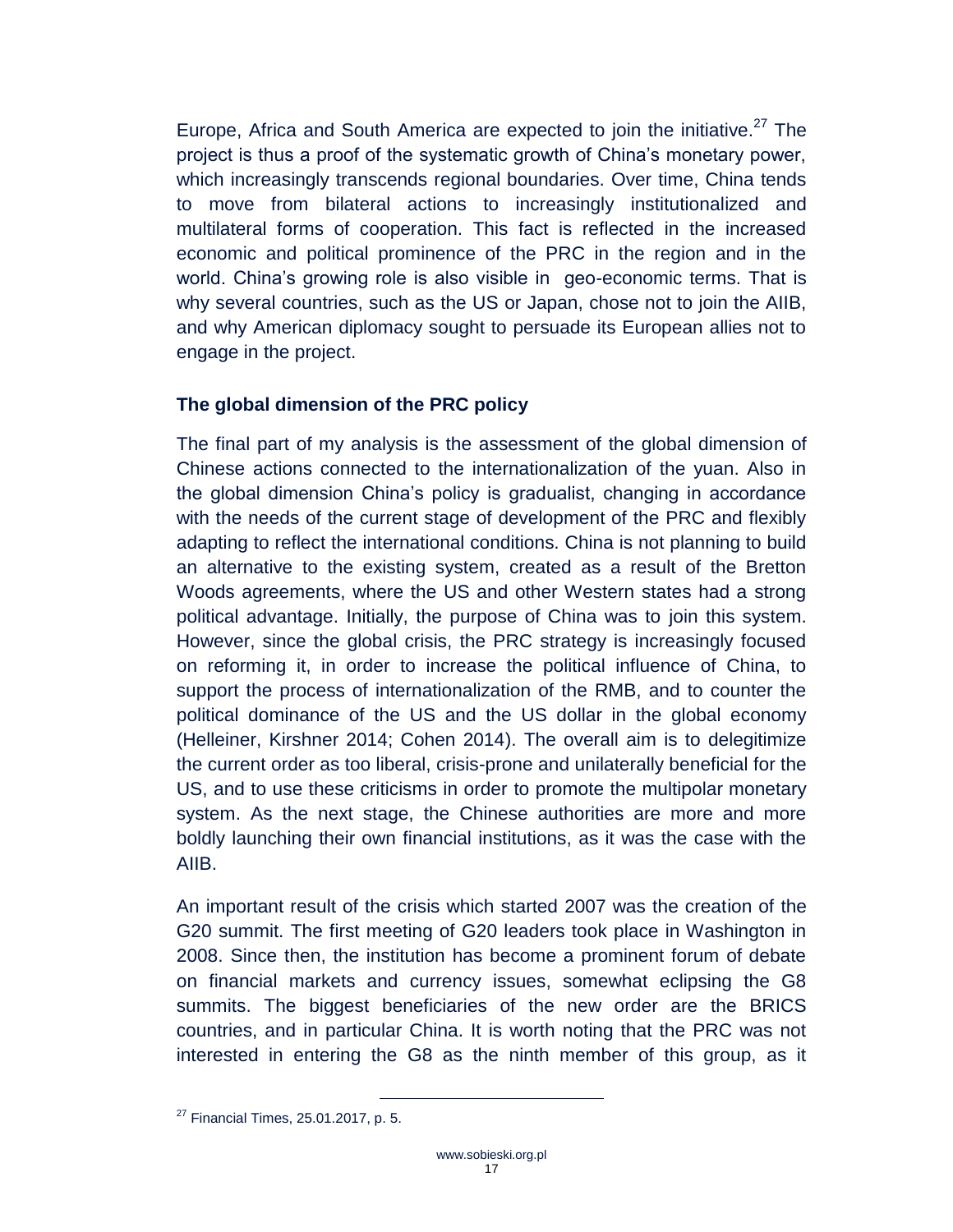Europe, Africa and South America are expected to join the initiative.[27] The project is thus a proof of the systematic growth of China's monetary power, which increasingly transcends regional boundaries. Over time, China tends to move from bilateral actions to increasingly institutionalized and multilateral forms of cooperation. This fact is reflected in the increased economic and political prominence of the PRC in the region and in the world. China's growing role is also visible in geo-economic terms. That is why several countries, such as the US or Japan, chose not to join the AIIB, and why American diplomacy sought to persuade its European allies not to engage in the project.

### The global dimension of the PRC policy

The final part of my analysis is the assessment of the global dimension of Chinese actions connected to the internationalization of the yuan. Also in the global dimension China's policy is gradualist, changing in accordance with the needs of the current stage of development of the PRC and flexibly adapting to reflect the international conditions. China is not planning to build an alternative to the existing system, created as a result of the Bretton Woods agreements, where the US and other Western states had a strong political advantage. Initially, the purpose of China was to join this system. However, since the global crisis, the PRC strategy is increasingly focused on reforming it, in order to increase the political influence of China, to support the process of internationalization of the RMB, and to counter the political dominance of the US and the US dollar in the global economy (Helleiner, Kirshner 2014; Cohen 2014). The overall aim is to delegitimize the current order as too liberal, crisis-prone and unilaterally beneficial for the US, and to use these criticisms in order to promote the multipolar monetary system. As the next stage, the Chinese authorities are more and more boldly launching their own financial institutions, as it was the case with the AIIB.

An important result of the crisis which started 2007 was the creation of the G20 summit. The first meeting of G20 leaders took place in Washington in 2008. Since then, the institution has become a prominent forum of debate on financial markets and currency issues, somewhat eclipsing the G8 summits. The biggest beneficiaries of the new order are the BRICS countries, and in particular China. It is worth noting that the PRC was not interested in entering the G8 as the ninth member of this group, as it

---

[27] Financial Times, 25.01.2017, p. 5.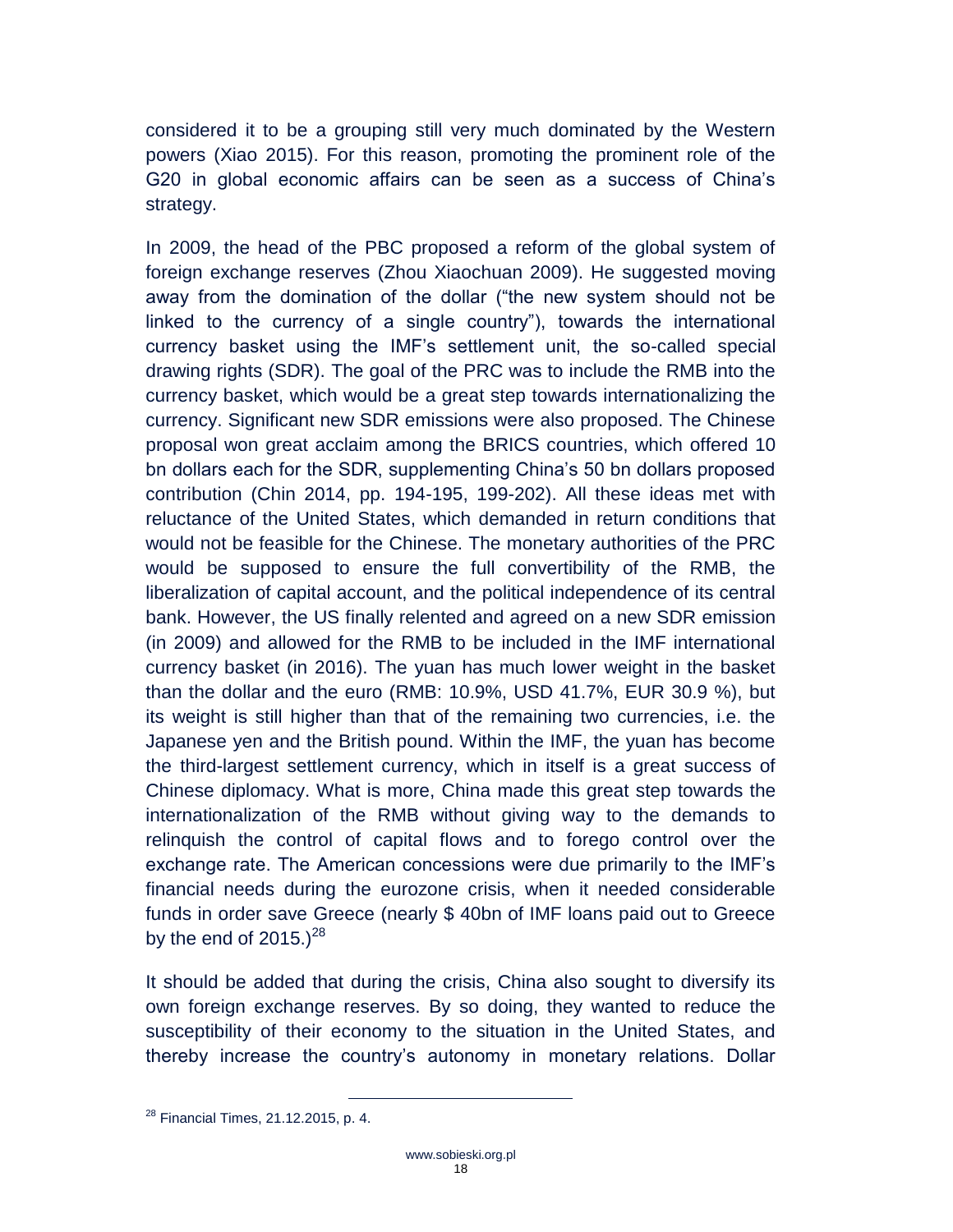considered it to be a grouping still very much dominated by the Western powers (Xiao 2015). For this reason, promoting the prominent role of the G20 in global economic affairs can be seen as a success of China's strategy.

In 2009, the head of the PBC proposed a reform of the global system of foreign exchange reserves (Zhou Xiaochuan 2009). He suggested moving away from the domination of the dollar ("the new system should not be linked to the currency of a single country"), towards the international currency basket using the IMF's settlement unit, the so-called special drawing rights (SDR). The goal of the PRC was to include the RMB into the currency basket, which would be a great step towards internationalizing the currency. Significant new SDR emissions were also proposed. The Chinese proposal won great acclaim among the BRICS countries, which offered 10 bn dollars each for the SDR, supplementing China's 50 bn dollars proposed contribution (Chin 2014, pp. 194-195, 199-202). All these ideas met with reluctance of the United States, which demanded in return conditions that would not be feasible for the Chinese. The monetary authorities of the PRC would be supposed to ensure the full convertibility of the RMB, the liberalization of capital account, and the political independence of its central bank. However, the US finally relented and agreed on a new SDR emission (in 2009) and allowed for the RMB to be included in the IMF international currency basket (in 2016). The yuan has much lower weight in the basket than the dollar and the euro (RMB: 10.9%, USD 41.7%, EUR 30.9 %), but its weight is still higher than that of the remaining two currencies, i.e. the Japanese yen and the British pound. Within the IMF, the yuan has become the third-largest settlement currency, which in itself is a great success of Chinese diplomacy. What is more, China made this great step towards the internationalization of the RMB without giving way to the demands to relinquish the control of capital flows and to forego control over the exchange rate. The American concessions were due primarily to the IMF's financial needs during the eurozone crisis, when it needed considerable funds in order save Greece (nearly $ 40bn of IMF loans paid out to Greece by the end of 2015.)[28]

It should be added that during the crisis, China also sought to diversify its own foreign exchange reserves. By so doing, they wanted to reduce the susceptibility of their economy to the situation in the United States, and thereby increase the country's autonomy in monetary relations. Dollar

[28] Financial Times, 21.12.2015, p. 4.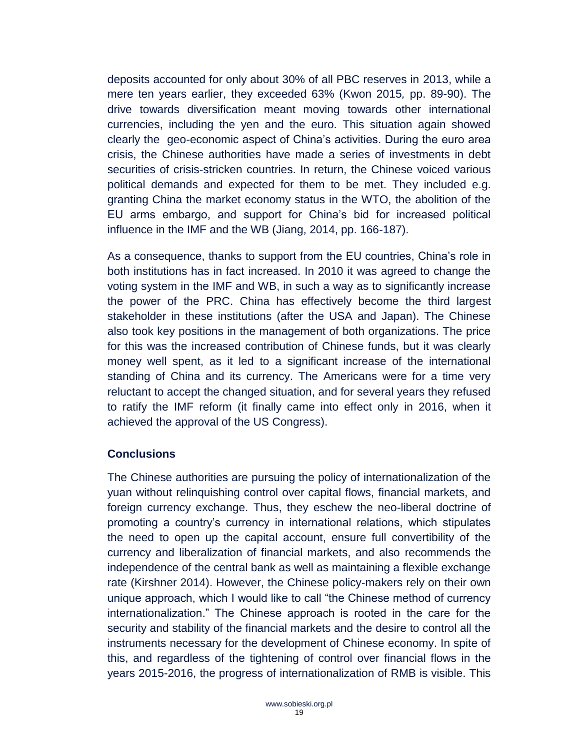deposits accounted for only about 30% of all PBC reserves in 2013, while a mere ten years earlier, they exceeded 63% (Kwon 2015*,* pp. 89-90). The drive towards diversification meant moving towards other international currencies, including the yen and the euro. This situation again showed clearly the geo-economic aspect of China's activities. During the euro area crisis, the Chinese authorities have made a series of investments in debt securities of crisis-stricken countries. In return, the Chinese voiced various political demands and expected for them to be met. They included e.g. granting China the market economy status in the WTO, the abolition of the EU arms embargo, and support for China's bid for increased political influence in the IMF and the WB (Jiang, 2014, pp. 166-187).

As a consequence, thanks to support from the EU countries, China's role in both institutions has in fact increased. In 2010 it was agreed to change the voting system in the IMF and WB, in such a way as to significantly increase the power of the PRC. China has effectively become the third largest stakeholder in these institutions (after the USA and Japan). The Chinese also took key positions in the management of both organizations. The price for this was the increased contribution of Chinese funds, but it was clearly money well spent, as it led to a significant increase of the international standing of China and its currency. The Americans were for a time very reluctant to accept the changed situation, and for several years they refused to ratify the IMF reform (it finally came into effect only in 2016, when it achieved the approval of the US Congress).

## Conclusions

The Chinese authorities are pursuing the policy of internationalization of the yuan without relinquishing control over capital flows, financial markets, and foreign currency exchange. Thus, they eschew the neo-liberal doctrine of promoting a country's currency in international relations, which stipulates the need to open up the capital account, ensure full convertibility of the currency and liberalization of financial markets, and also recommends the independence of the central bank as well as maintaining a flexible exchange rate (Kirshner 2014). However, the Chinese policy-makers rely on their own unique approach, which I would like to call "the Chinese method of currency internationalization." The Chinese approach is rooted in the care for the security and stability of the financial markets and the desire to control all the instruments necessary for the development of Chinese economy. In spite of this, and regardless of the tightening of control over financial flows in the years 2015-2016, the progress of internationalization of RMB is visible. This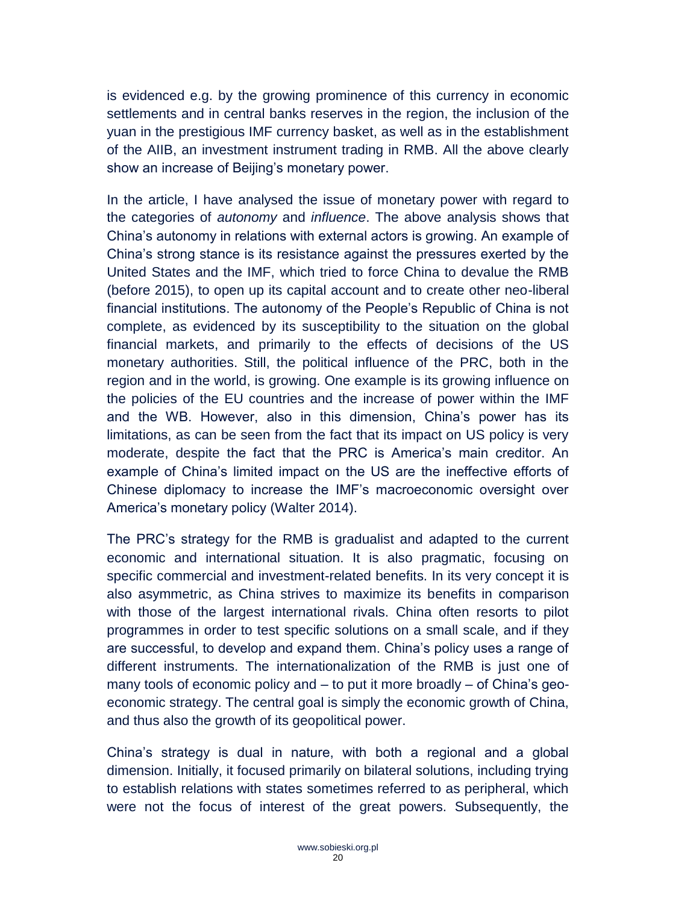is evidenced e.g. by the growing prominence of this currency in economic settlements and in central banks reserves in the region, the inclusion of the yuan in the prestigious IMF currency basket, as well as in the establishment of the AIIB, an investment instrument trading in RMB. All the above clearly show an increase of Beijing's monetary power.

In the article, I have analysed the issue of monetary power with regard to the categories of *autonomy* and *influence*. The above analysis shows that China's autonomy in relations with external actors is growing. An example of China's strong stance is its resistance against the pressures exerted by the United States and the IMF, which tried to force China to devalue the RMB (before 2015), to open up its capital account and to create other neo-liberal financial institutions. The autonomy of the People's Republic of China is not complete, as evidenced by its susceptibility to the situation on the global financial markets, and primarily to the effects of decisions of the US monetary authorities. Still, the political influence of the PRC, both in the region and in the world, is growing. One example is its growing influence on the policies of the EU countries and the increase of power within the IMF and the WB. However, also in this dimension, China's power has its limitations, as can be seen from the fact that its impact on US policy is very moderate, despite the fact that the PRC is America's main creditor. An example of China's limited impact on the US are the ineffective efforts of Chinese diplomacy to increase the IMF's macroeconomic oversight over America's monetary policy (Walter 2014).

The PRC's strategy for the RMB is gradualist and adapted to the current economic and international situation. It is also pragmatic, focusing on specific commercial and investment-related benefits. In its very concept it is also asymmetric, as China strives to maximize its benefits in comparison with those of the largest international rivals. China often resorts to pilot programmes in order to test specific solutions on a small scale, and if they are successful, to develop and expand them. China's policy uses a range of different instruments. The internationalization of the RMB is just one of many tools of economic policy and – to put it more broadly – of China's geo-economic strategy. The central goal is simply the economic growth of China, and thus also the growth of its geopolitical power.

China's strategy is dual in nature, with both a regional and a global dimension. Initially, it focused primarily on bilateral solutions, including trying to establish relations with states sometimes referred to as peripheral, which were not the focus of interest of the great powers. Subsequently, the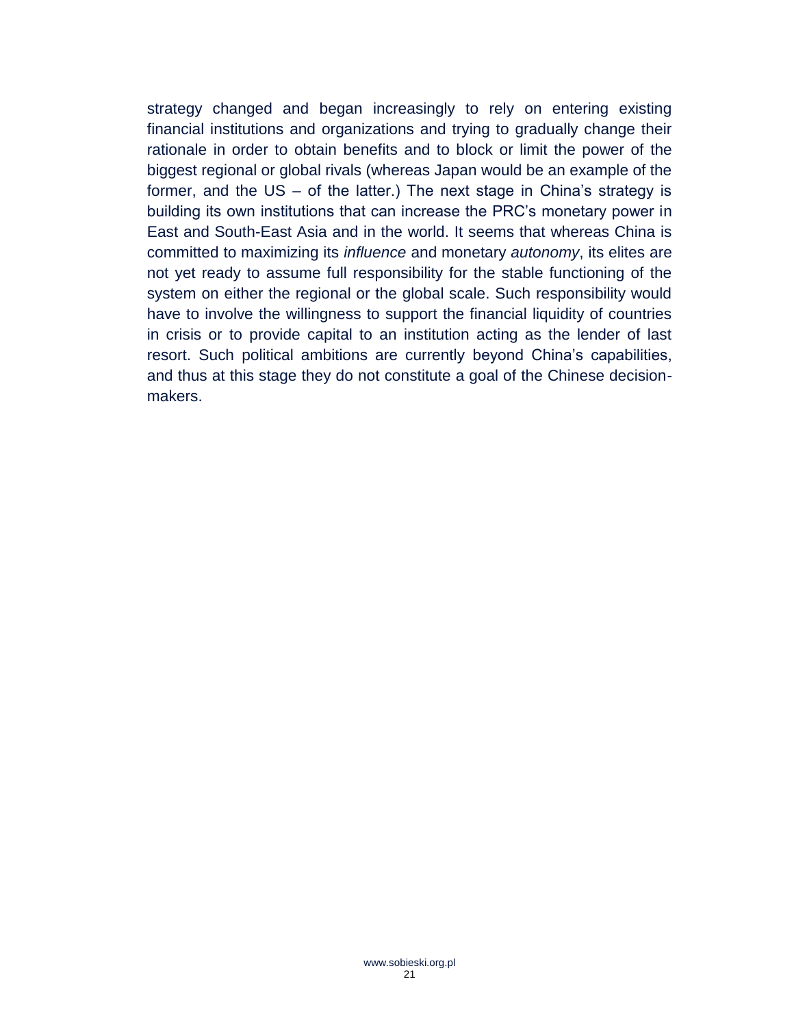strategy changed and began increasingly to rely on entering existing financial institutions and organizations and trying to gradually change their rationale in order to obtain benefits and to block or limit the power of the biggest regional or global rivals (whereas Japan would be an example of the former, and the US – of the latter.) The next stage in China's strategy is building its own institutions that can increase the PRC's monetary power in East and South-East Asia and in the world. It seems that whereas China is committed to maximizing its *influence* and monetary *autonomy*, its elites are not yet ready to assume full responsibility for the stable functioning of the system on either the regional or the global scale. Such responsibility would have to involve the willingness to support the financial liquidity of countries in crisis or to provide capital to an institution acting as the lender of last resort. Such political ambitions are currently beyond China's capabilities, and thus at this stage they do not constitute a goal of the Chinese decision-makers.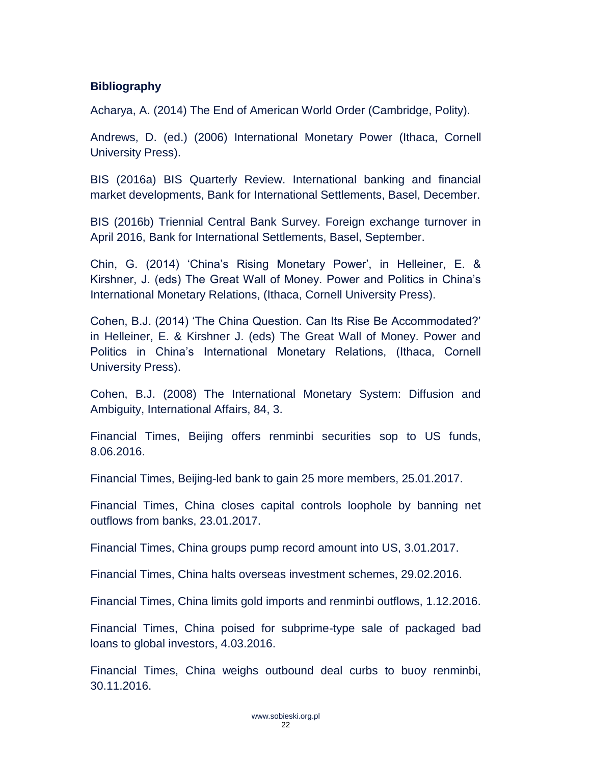## Bibliography

Acharya, A. (2014) The End of American World Order (Cambridge, Polity).

Andrews, D. (ed.) (2006) International Monetary Power (Ithaca, Cornell University Press).

BIS (2016a) BIS Quarterly Review. International banking and financial market developments, Bank for International Settlements, Basel, December.

BIS (2016b) Triennial Central Bank Survey. Foreign exchange turnover in April 2016, Bank for International Settlements, Basel, September.

Chin, G. (2014) 'China's Rising Monetary Power', in Helleiner, E. & Kirshner, J. (eds) The Great Wall of Money. Power and Politics in China's International Monetary Relations, (Ithaca, Cornell University Press).

Cohen, B.J. (2014) 'The China Question. Can Its Rise Be Accommodated?' in Helleiner, E. & Kirshner J. (eds) The Great Wall of Money. Power and Politics in China's International Monetary Relations, (Ithaca, Cornell University Press).

Cohen, B.J. (2008) The International Monetary System: Diffusion and Ambiguity, International Affairs, 84, 3.

Financial Times, Beijing offers renminbi securities sop to US funds, 8.06.2016.

Financial Times, Beijing-led bank to gain 25 more members, 25.01.2017.

Financial Times, China closes capital controls loophole by banning net outflows from banks, 23.01.2017.

Financial Times, China groups pump record amount into US, 3.01.2017.

Financial Times, China halts overseas investment schemes, 29.02.2016.

Financial Times, China limits gold imports and renminbi outflows, 1.12.2016.

Financial Times, China poised for subprime-type sale of packaged bad loans to global investors, 4.03.2016.

Financial Times, China weighs outbound deal curbs to buoy renminbi, 30.11.2016.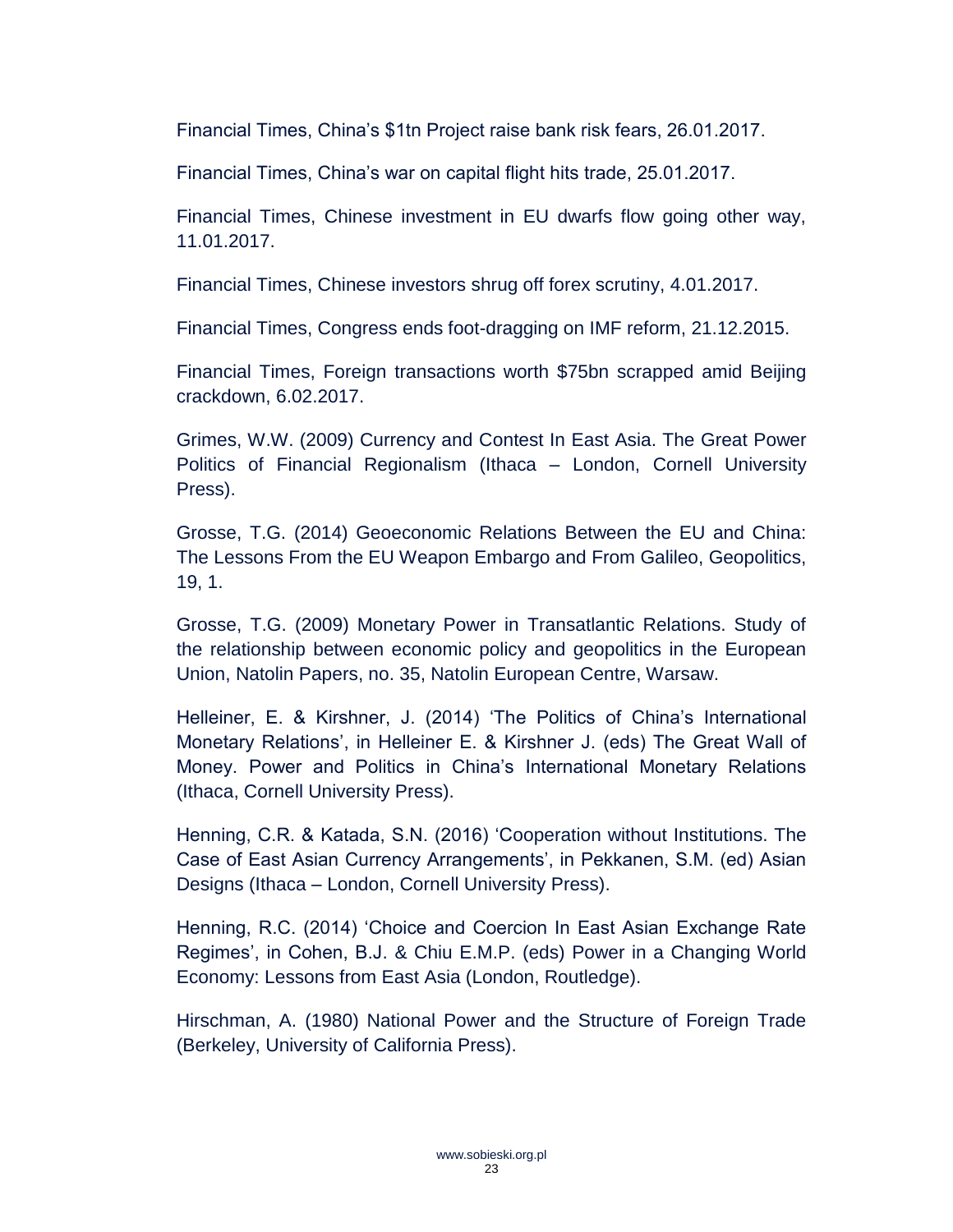Financial Times, China's $1tn Project raise bank risk fears, 26.01.2017.

Financial Times, China's war on capital flight hits trade, 25.01.2017.

Financial Times, Chinese investment in EU dwarfs flow going other way, 11.01.2017.

Financial Times, Chinese investors shrug off forex scrutiny, 4.01.2017.

Financial Times, Congress ends foot-dragging on IMF reform, 21.12.2015.

Financial Times, Foreign transactions worth $75bn scrapped amid Beijing crackdown, 6.02.2017.

Grimes, W.W. (2009) Currency and Contest In East Asia. The Great Power Politics of Financial Regionalism (Ithaca – London, Cornell University Press).

Grosse, T.G. (2014) Geoeconomic Relations Between the EU and China: The Lessons From the EU Weapon Embargo and From Galileo, Geopolitics, 19, 1.

Grosse, T.G. (2009) Monetary Power in Transatlantic Relations. Study of the relationship between economic policy and geopolitics in the European Union, Natolin Papers, no. 35, Natolin European Centre, Warsaw.

Helleiner, E. & Kirshner, J. (2014) 'The Politics of China's International Monetary Relations', in Helleiner E. & Kirshner J. (eds) The Great Wall of Money. Power and Politics in China's International Monetary Relations (Ithaca, Cornell University Press).

Henning, C.R. & Katada, S.N. (2016) 'Cooperation without Institutions. The Case of East Asian Currency Arrangements', in Pekkanen, S.M. (ed) Asian Designs (Ithaca – London, Cornell University Press).

Henning, R.C. (2014) 'Choice and Coercion In East Asian Exchange Rate Regimes', in Cohen, B.J. & Chiu E.M.P. (eds) Power in a Changing World Economy: Lessons from East Asia (London, Routledge).

Hirschman, A. (1980) National Power and the Structure of Foreign Trade (Berkeley, University of California Press).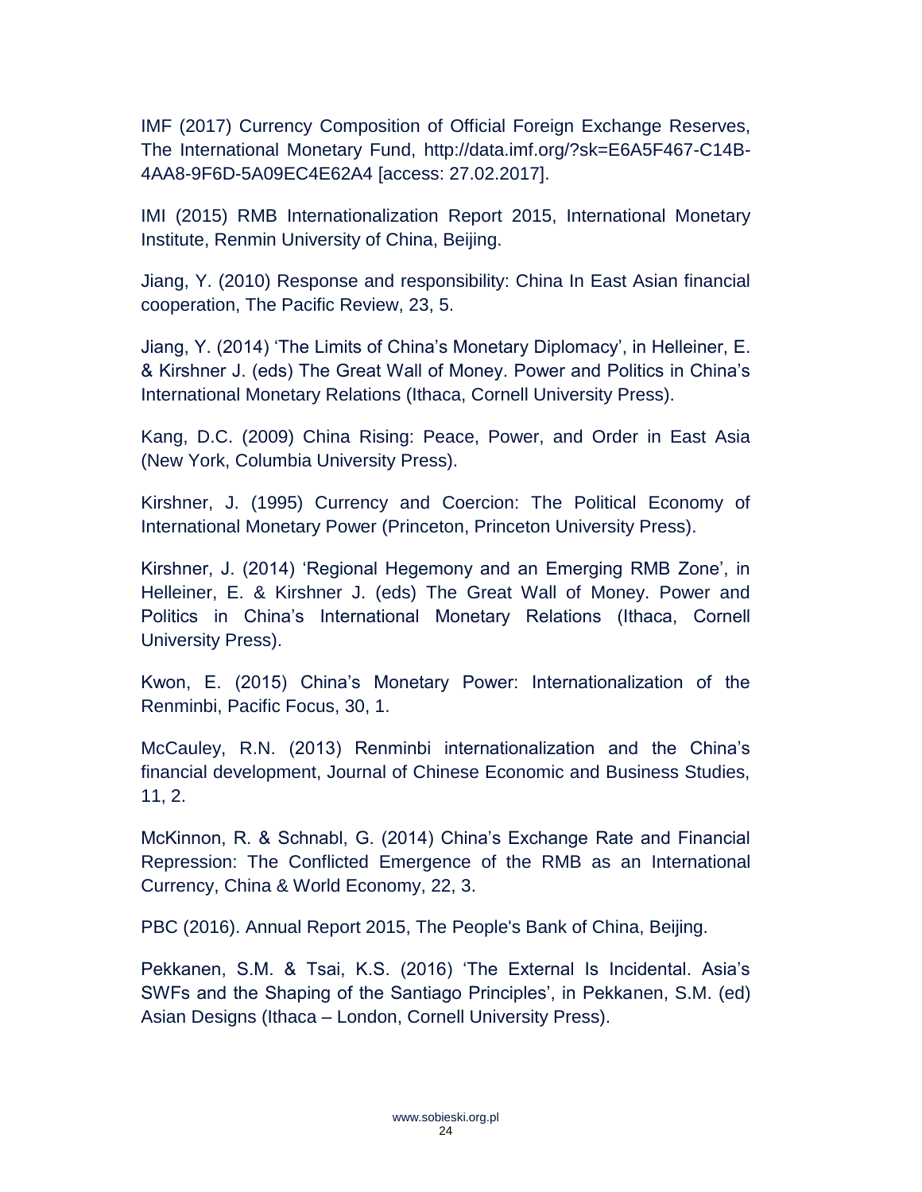IMF (2017) Currency Composition of Official Foreign Exchange Reserves, The International Monetary Fund, http://data.imf.org/?sk=E6A5F467-C14B-4AA8-9F6D-5A09EC4E62A4 [access: 27.02.2017].

IMI (2015) RMB Internationalization Report 2015, International Monetary Institute, Renmin University of China, Beijing.

Jiang, Y. (2010) Response and responsibility: China In East Asian financial cooperation, The Pacific Review, 23, 5.

Jiang, Y. (2014) 'The Limits of China's Monetary Diplomacy', in Helleiner, E. & Kirshner J. (eds) The Great Wall of Money. Power and Politics in China's International Monetary Relations (Ithaca, Cornell University Press).

Kang, D.C. (2009) China Rising: Peace, Power, and Order in East Asia (New York, Columbia University Press).

Kirshner, J. (1995) Currency and Coercion: The Political Economy of International Monetary Power (Princeton, Princeton University Press).

Kirshner, J. (2014) 'Regional Hegemony and an Emerging RMB Zone', in Helleiner, E. & Kirshner J. (eds) The Great Wall of Money. Power and Politics in China's International Monetary Relations (Ithaca, Cornell University Press).

Kwon, E. (2015) China's Monetary Power: Internationalization of the Renminbi, Pacific Focus, 30, 1.

McCauley, R.N. (2013) Renminbi internationalization and the China's financial development, Journal of Chinese Economic and Business Studies, 11, 2.

McKinnon, R. & Schnabl, G. (2014) China's Exchange Rate and Financial Repression: The Conflicted Emergence of the RMB as an International Currency, China & World Economy, 22, 3.

PBC (2016). Annual Report 2015, The People's Bank of China, Beijing.

Pekkanen, S.M. & Tsai, K.S. (2016) 'The External Is Incidental. Asia's SWFs and the Shaping of the Santiago Principles', in Pekkanen, S.M. (ed) Asian Designs (Ithaca – London, Cornell University Press).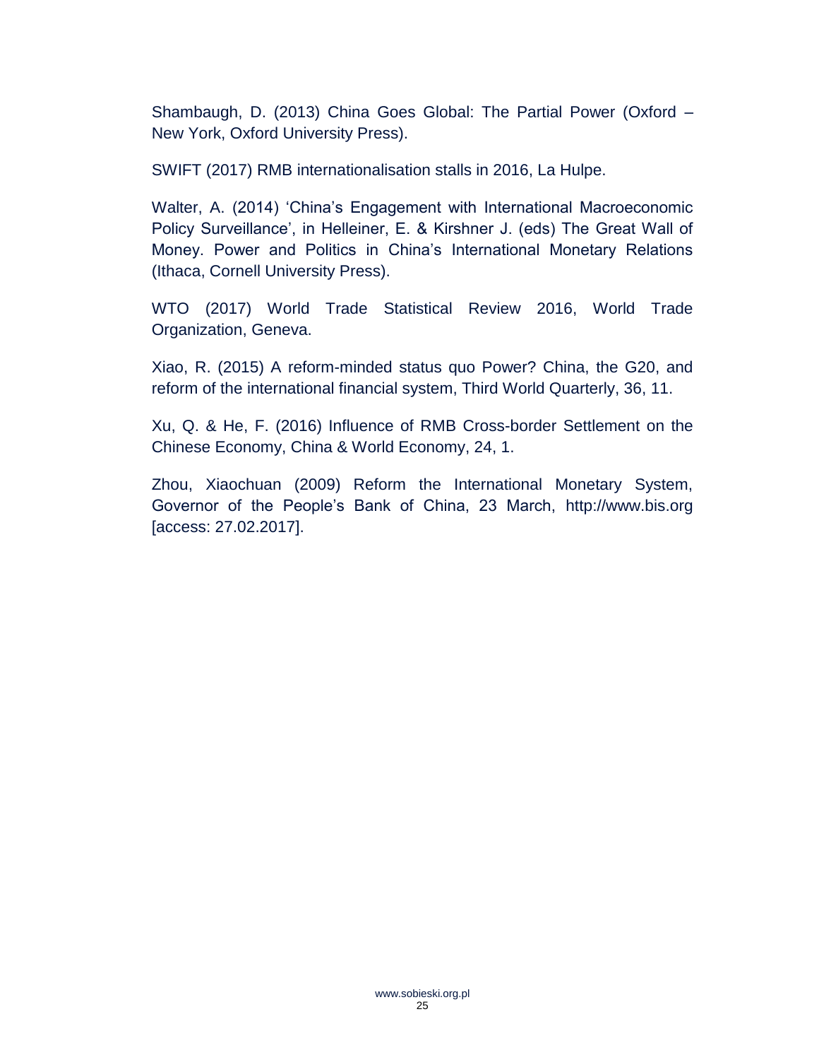Shambaugh, D. (2013) China Goes Global: The Partial Power (Oxford – New York, Oxford University Press).

SWIFT (2017) RMB internationalisation stalls in 2016, La Hulpe.

Walter, A. (2014) 'China's Engagement with International Macroeconomic Policy Surveillance', in Helleiner, E. & Kirshner J. (eds) The Great Wall of Money. Power and Politics in China's International Monetary Relations (Ithaca, Cornell University Press).

WTO (2017) World Trade Statistical Review 2016, World Trade Organization, Geneva.

Xiao, R. (2015) A reform-minded status quo Power? China, the G20, and reform of the international financial system, Third World Quarterly, 36, 11.

Xu, Q. & He, F. (2016) Influence of RMB Cross-border Settlement on the Chinese Economy, China & World Economy, 24, 1.

Zhou, Xiaochuan (2009) Reform the International Monetary System, Governor of the People's Bank of China, 23 March, http://www.bis.org [access: 27.02.2017].